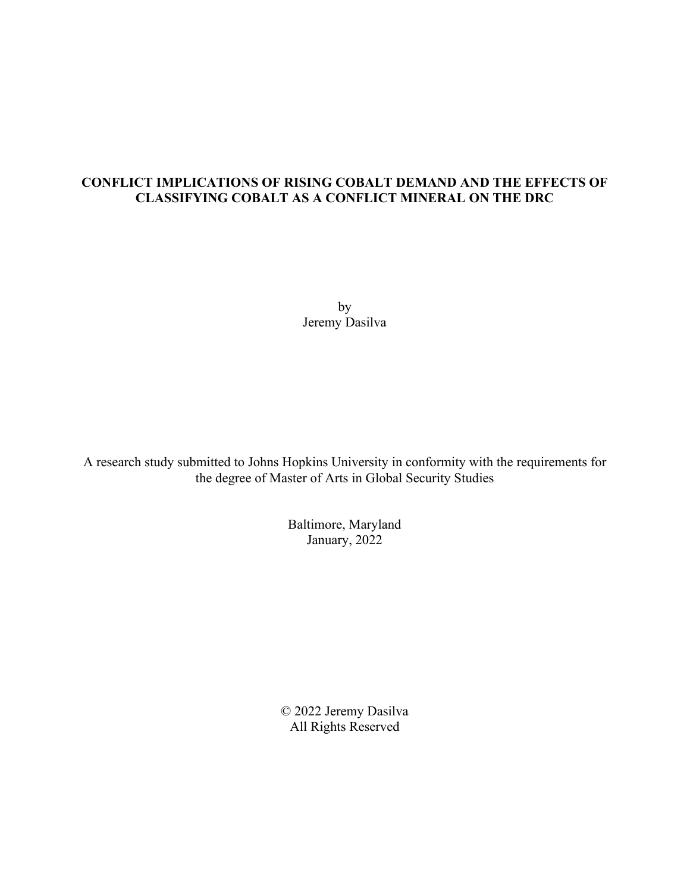# CONFLICT IMPLICATIONS OF RISING COBALT DEMAND AND THE EFFECTS OF CLASSIFYING COBALT AS A CONFLICT MINERAL ON THE DRC

by
Jeremy Dasilva

A research study submitted to Johns Hopkins University in conformity with the requirements for the degree of Master of Arts in Global Security Studies

Baltimore, Maryland
January, 2022

© 2022 Jeremy Dasilva
All Rights Reserved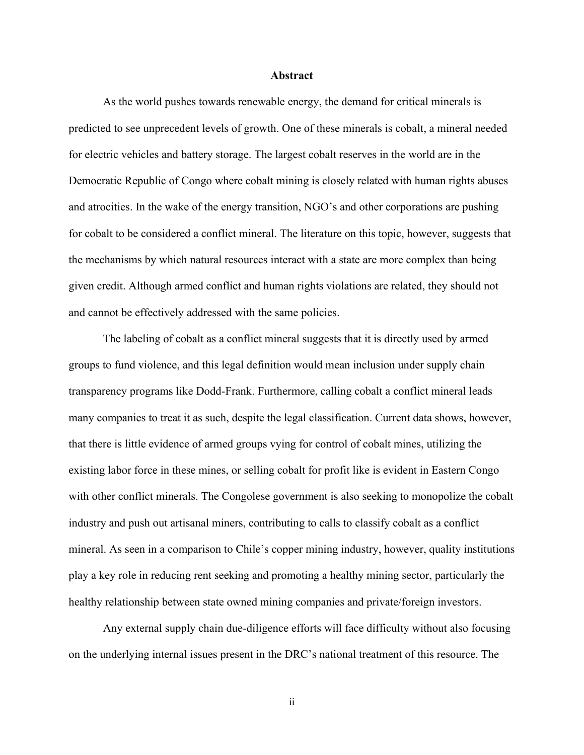## Abstract

As the world pushes towards renewable energy, the demand for critical minerals is predicted to see unprecedent levels of growth. One of these minerals is cobalt, a mineral needed for electric vehicles and battery storage. The largest cobalt reserves in the world are in the Democratic Republic of Congo where cobalt mining is closely related with human rights abuses and atrocities. In the wake of the energy transition, NGO's and other corporations are pushing for cobalt to be considered a conflict mineral. The literature on this topic, however, suggests that the mechanisms by which natural resources interact with a state are more complex than being given credit. Although armed conflict and human rights violations are related, they should not and cannot be effectively addressed with the same policies.

The labeling of cobalt as a conflict mineral suggests that it is directly used by armed groups to fund violence, and this legal definition would mean inclusion under supply chain transparency programs like Dodd-Frank. Furthermore, calling cobalt a conflict mineral leads many companies to treat it as such, despite the legal classification. Current data shows, however, that there is little evidence of armed groups vying for control of cobalt mines, utilizing the existing labor force in these mines, or selling cobalt for profit like is evident in Eastern Congo with other conflict minerals. The Congolese government is also seeking to monopolize the cobalt industry and push out artisanal miners, contributing to calls to classify cobalt as a conflict mineral. As seen in a comparison to Chile's copper mining industry, however, quality institutions play a key role in reducing rent seeking and promoting a healthy mining sector, particularly the healthy relationship between state owned mining companies and private/foreign investors.

Any external supply chain due-diligence efforts will face difficulty without also focusing on the underlying internal issues present in the DRC's national treatment of this resource. The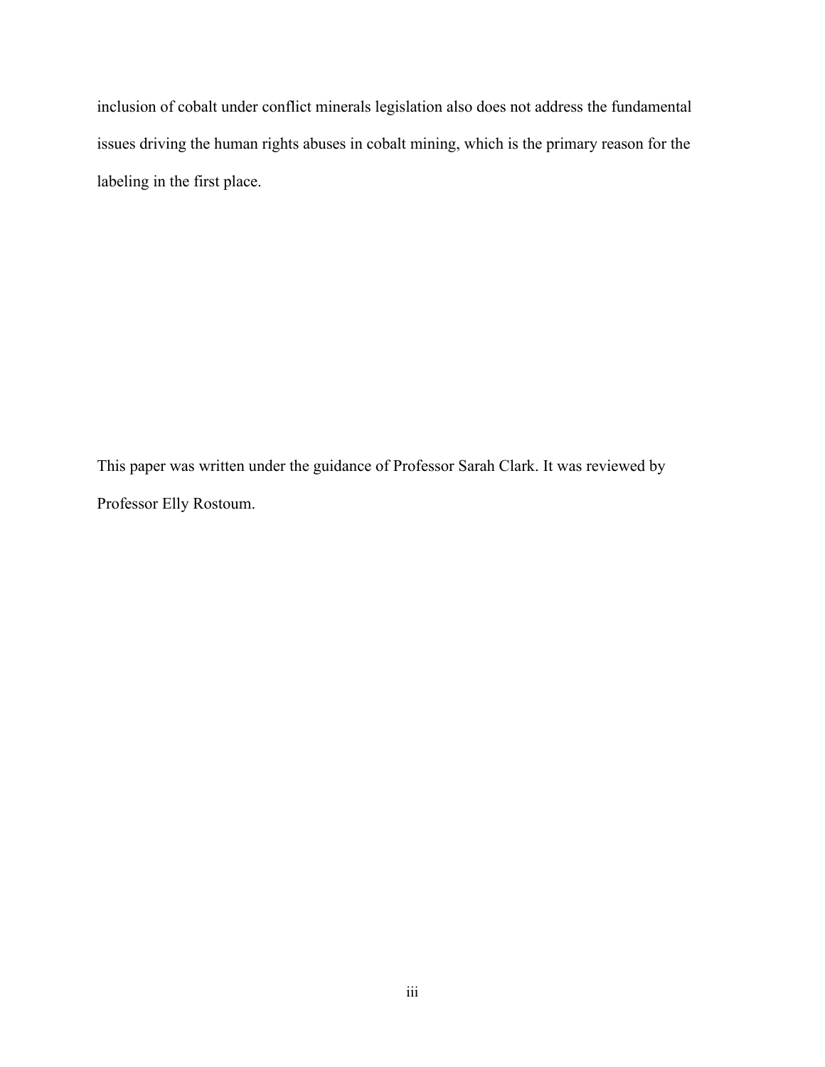inclusion of cobalt under conflict minerals legislation also does not address the fundamental issues driving the human rights abuses in cobalt mining, which is the primary reason for the labeling in the first place.

This paper was written under the guidance of Professor Sarah Clark. It was reviewed by Professor Elly Rostoum.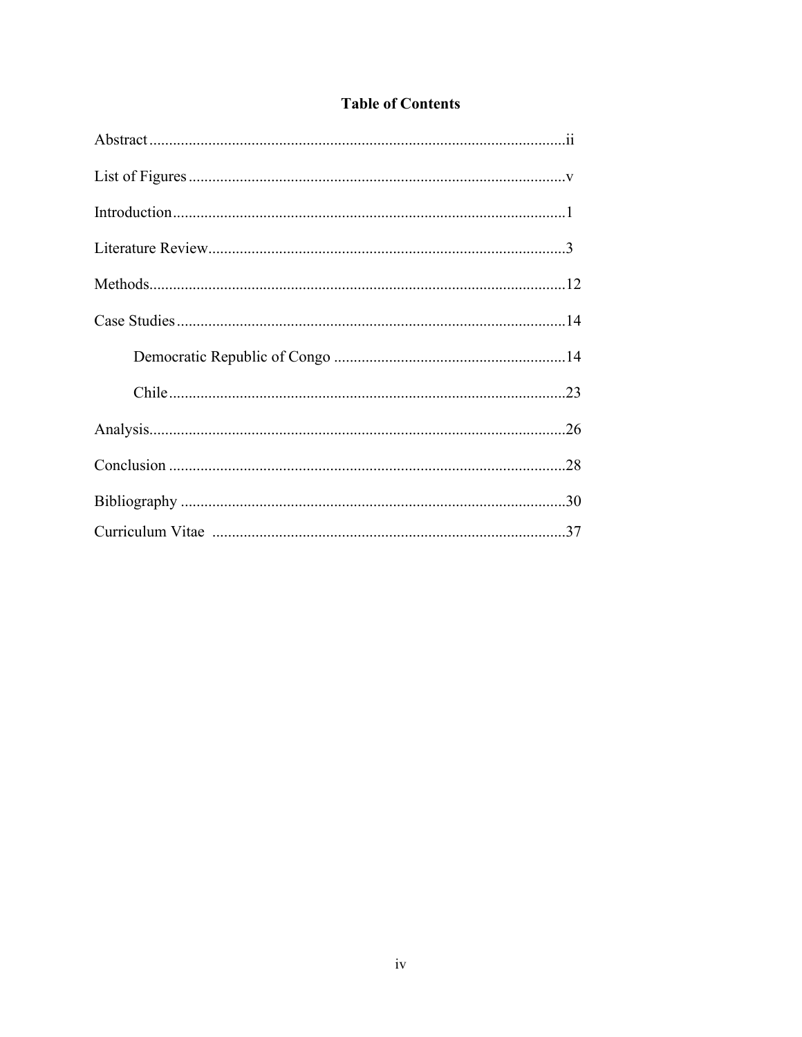# Table of Contents

Abstract....................................................................................................ii

List of Figures..........................................................................................v

Introduction...............................................................................................1

Literature Review......................................................................................3

Methods....................................................................................................12

Case Studies.............................................................................................14

  Democratic Republic of Congo .........................................................14

  Chile.....................................................................................................23

Analysis....................................................................................................26

Conclusion ...............................................................................................28

Bibliography ............................................................................................30

Curriculum Vitae ....................................................................................37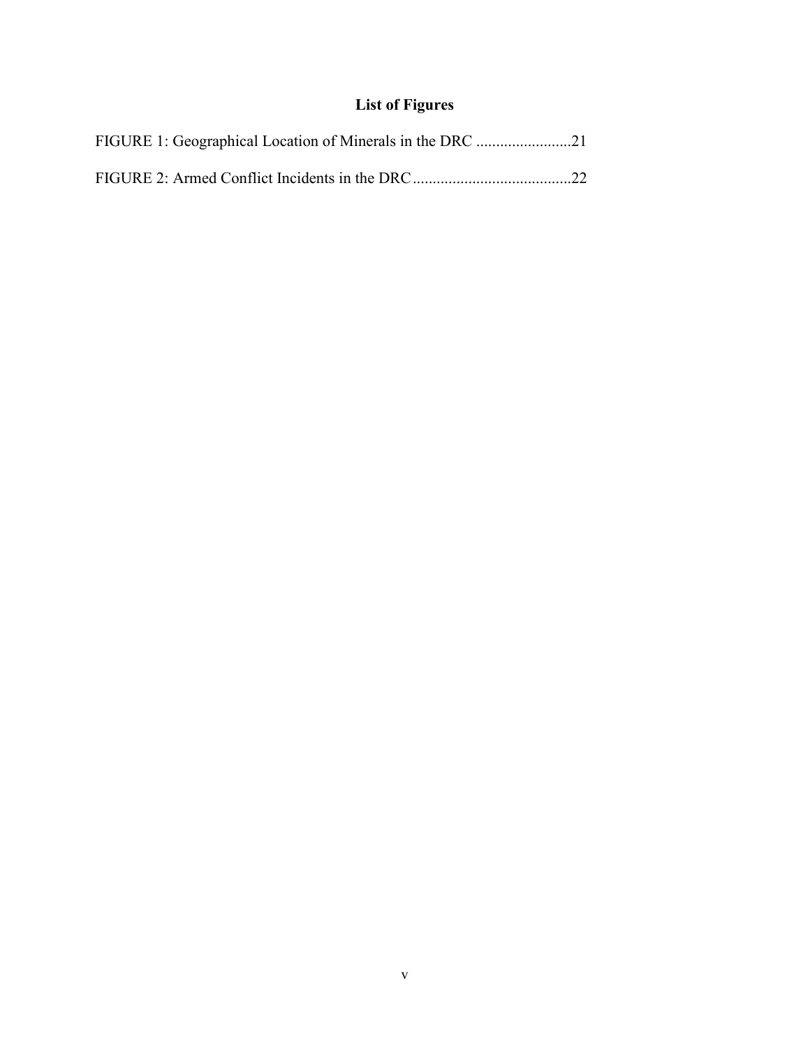## List of Figures

FIGURE 1: Geographical Location of Minerals in the DRC ........................21

FIGURE 2: Armed Conflict Incidents in the DRC ........................................22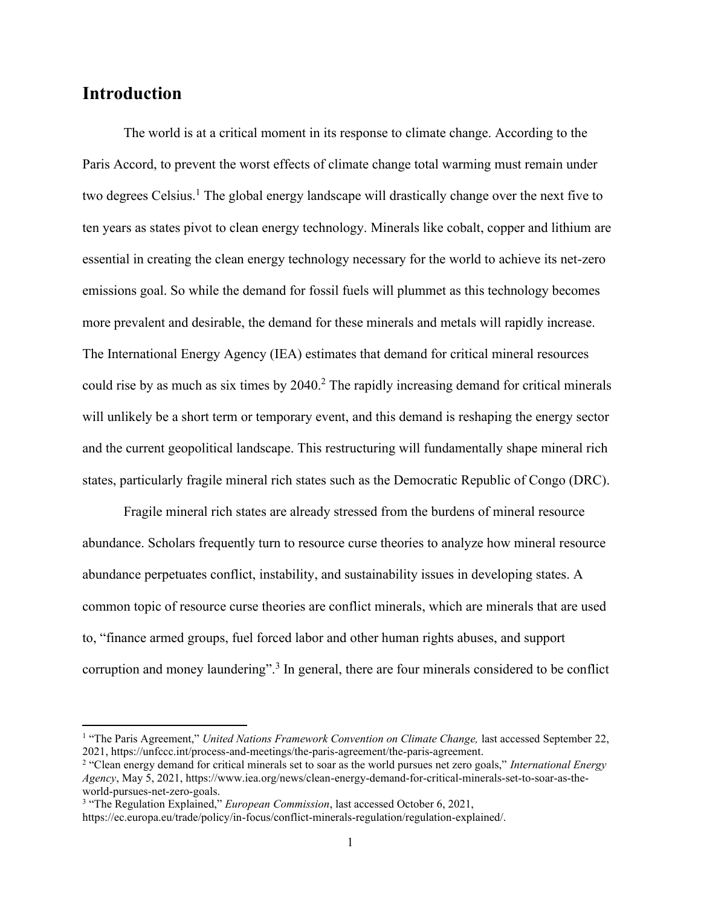## Introduction

The world is at a critical moment in its response to climate change. According to the Paris Accord, to prevent the worst effects of climate change total warming must remain under two degrees Celsius.[1] The global energy landscape will drastically change over the next five to ten years as states pivot to clean energy technology. Minerals like cobalt, copper and lithium are essential in creating the clean energy technology necessary for the world to achieve its net-zero emissions goal. So while the demand for fossil fuels will plummet as this technology becomes more prevalent and desirable, the demand for these minerals and metals will rapidly increase. The International Energy Agency (IEA) estimates that demand for critical mineral resources could rise by as much as six times by 2040.[2] The rapidly increasing demand for critical minerals will unlikely be a short term or temporary event, and this demand is reshaping the energy sector and the current geopolitical landscape. This restructuring will fundamentally shape mineral rich states, particularly fragile mineral rich states such as the Democratic Republic of Congo (DRC).

Fragile mineral rich states are already stressed from the burdens of mineral resource abundance. Scholars frequently turn to resource curse theories to analyze how mineral resource abundance perpetuates conflict, instability, and sustainability issues in developing states. A common topic of resource curse theories are conflict minerals, which are minerals that are used to, "finance armed groups, fuel forced labor and other human rights abuses, and support corruption and money laundering".[3] In general, there are four minerals considered to be conflict

---

[1] "The Paris Agreement," *United Nations Framework Convention on Climate Change,* last accessed September 22, 2021, https://unfccc.int/process-and-meetings/the-paris-agreement/the-paris-agreement.

[2] "Clean energy demand for critical minerals set to soar as the world pursues net zero goals," *International Energy Agency*, May 5, 2021, https://www.iea.org/news/clean-energy-demand-for-critical-minerals-set-to-soar-as-the-world-pursues-net-zero-goals.

[3] "The Regulation Explained," *European Commission*, last accessed October 6, 2021, https://ec.europa.eu/trade/policy/in-focus/conflict-minerals-regulation/regulation-explained/.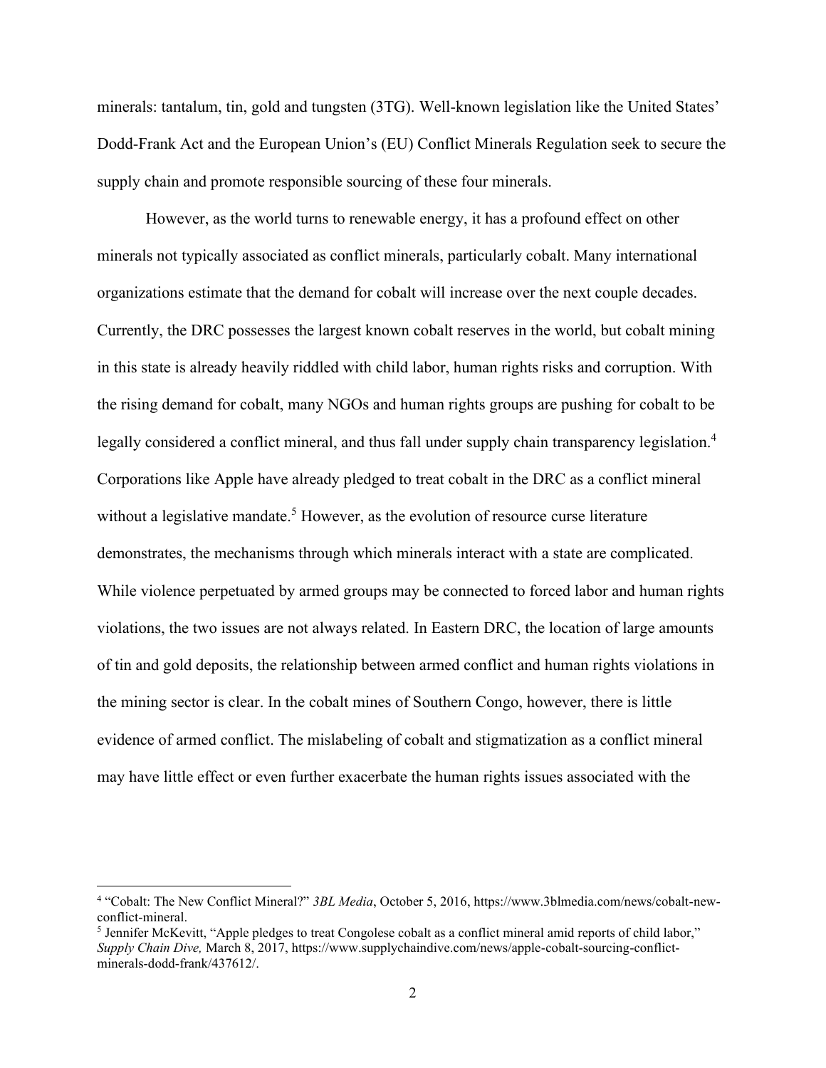minerals: tantalum, tin, gold and tungsten (3TG). Well-known legislation like the United States' Dodd-Frank Act and the European Union's (EU) Conflict Minerals Regulation seek to secure the supply chain and promote responsible sourcing of these four minerals.

However, as the world turns to renewable energy, it has a profound effect on other minerals not typically associated as conflict minerals, particularly cobalt. Many international organizations estimate that the demand for cobalt will increase over the next couple decades. Currently, the DRC possesses the largest known cobalt reserves in the world, but cobalt mining in this state is already heavily riddled with child labor, human rights risks and corruption. With the rising demand for cobalt, many NGOs and human rights groups are pushing for cobalt to be legally considered a conflict mineral, and thus fall under supply chain transparency legislation.[4] Corporations like Apple have already pledged to treat cobalt in the DRC as a conflict mineral without a legislative mandate.[5] However, as the evolution of resource curse literature demonstrates, the mechanisms through which minerals interact with a state are complicated. While violence perpetuated by armed groups may be connected to forced labor and human rights violations, the two issues are not always related. In Eastern DRC, the location of large amounts of tin and gold deposits, the relationship between armed conflict and human rights violations in the mining sector is clear. In the cobalt mines of Southern Congo, however, there is little evidence of armed conflict. The mislabeling of cobalt and stigmatization as a conflict mineral may have little effect or even further exacerbate the human rights issues associated with the

---

[4] "Cobalt: The New Conflict Mineral?" *3BL Media*, October 5, 2016, https://www.3blmedia.com/news/cobalt-new-conflict-mineral.

[5] Jennifer McKevitt, "Apple pledges to treat Congolese cobalt as a conflict mineral amid reports of child labor," *Supply Chain Dive,* March 8, 2017, https://www.supplychaindive.com/news/apple-cobalt-sourcing-conflict-minerals-dodd-frank/437612/.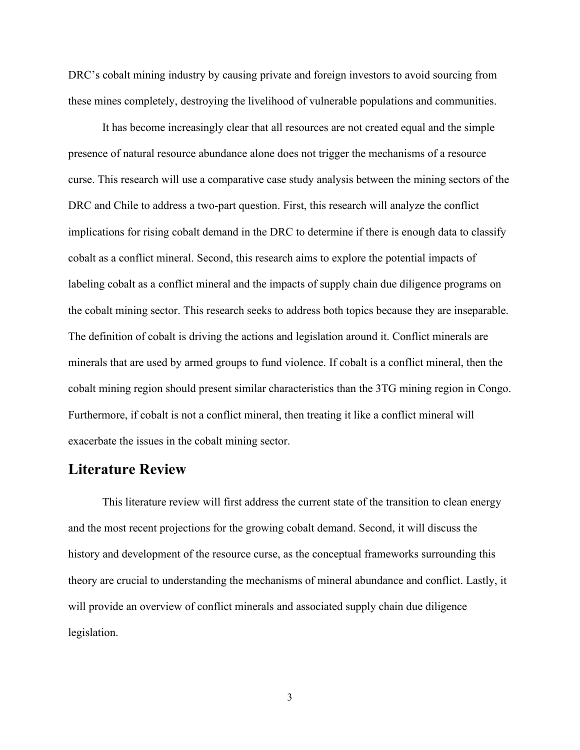DRC's cobalt mining industry by causing private and foreign investors to avoid sourcing from these mines completely, destroying the livelihood of vulnerable populations and communities.

It has become increasingly clear that all resources are not created equal and the simple presence of natural resource abundance alone does not trigger the mechanisms of a resource curse. This research will use a comparative case study analysis between the mining sectors of the DRC and Chile to address a two-part question. First, this research will analyze the conflict implications for rising cobalt demand in the DRC to determine if there is enough data to classify cobalt as a conflict mineral. Second, this research aims to explore the potential impacts of labeling cobalt as a conflict mineral and the impacts of supply chain due diligence programs on the cobalt mining sector. This research seeks to address both topics because they are inseparable. The definition of cobalt is driving the actions and legislation around it. Conflict minerals are minerals that are used by armed groups to fund violence. If cobalt is a conflict mineral, then the cobalt mining region should present similar characteristics than the 3TG mining region in Congo. Furthermore, if cobalt is not a conflict mineral, then treating it like a conflict mineral will exacerbate the issues in the cobalt mining sector.

## Literature Review

This literature review will first address the current state of the transition to clean energy and the most recent projections for the growing cobalt demand. Second, it will discuss the history and development of the resource curse, as the conceptual frameworks surrounding this theory are crucial to understanding the mechanisms of mineral abundance and conflict. Lastly, it will provide an overview of conflict minerals and associated supply chain due diligence legislation.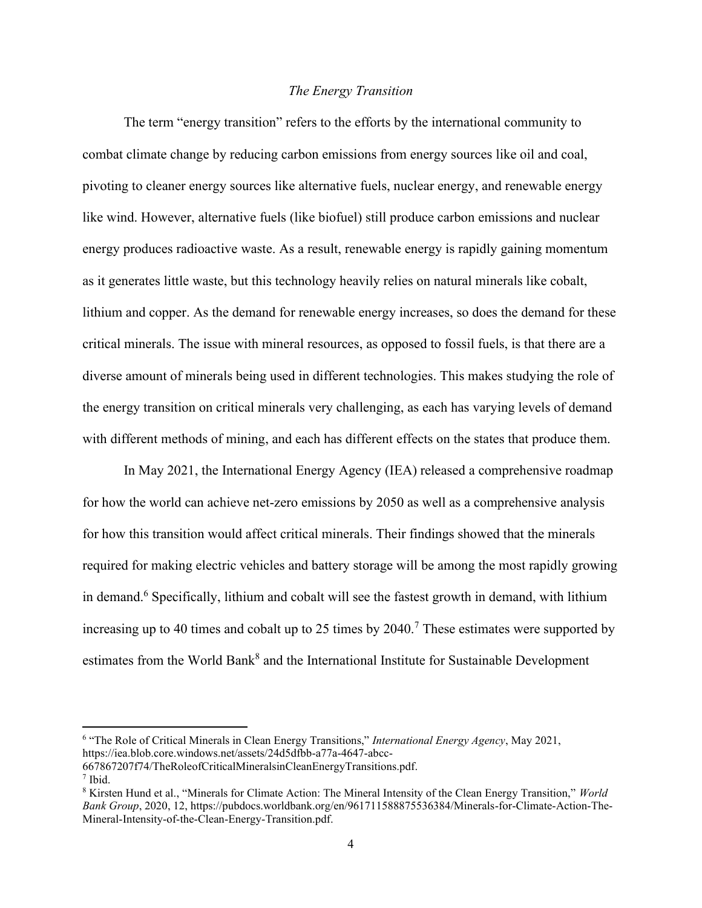*The Energy Transition*

The term "energy transition" refers to the efforts by the international community to combat climate change by reducing carbon emissions from energy sources like oil and coal, pivoting to cleaner energy sources like alternative fuels, nuclear energy, and renewable energy like wind. However, alternative fuels (like biofuel) still produce carbon emissions and nuclear energy produces radioactive waste. As a result, renewable energy is rapidly gaining momentum as it generates little waste, but this technology heavily relies on natural minerals like cobalt, lithium and copper. As the demand for renewable energy increases, so does the demand for these critical minerals. The issue with mineral resources, as opposed to fossil fuels, is that there are a diverse amount of minerals being used in different technologies. This makes studying the role of the energy transition on critical minerals very challenging, as each has varying levels of demand with different methods of mining, and each has different effects on the states that produce them.

In May 2021, the International Energy Agency (IEA) released a comprehensive roadmap for how the world can achieve net-zero emissions by 2050 as well as a comprehensive analysis for how this transition would affect critical minerals. Their findings showed that the minerals required for making electric vehicles and battery storage will be among the most rapidly growing in demand.[6] Specifically, lithium and cobalt will see the fastest growth in demand, with lithium increasing up to 40 times and cobalt up to 25 times by 2040.[7] These estimates were supported by estimates from the World Bank[8] and the International Institute for Sustainable Development

---

[6] "The Role of Critical Minerals in Clean Energy Transitions," *International Energy Agency*, May 2021, https://iea.blob.core.windows.net/assets/24d5dfbb-a77a-4647-abcc-667867207f74/TheRoleofCriticalMineralsinCleanEnergyTransitions.pdf.

[7] Ibid.

[8] Kirsten Hund et al., "Minerals for Climate Action: The Mineral Intensity of the Clean Energy Transition," *World Bank Group*, 2020, 12, https://pubdocs.worldbank.org/en/961711588875536384/Minerals-for-Climate-Action-The-Mineral-Intensity-of-the-Clean-Energy-Transition.pdf.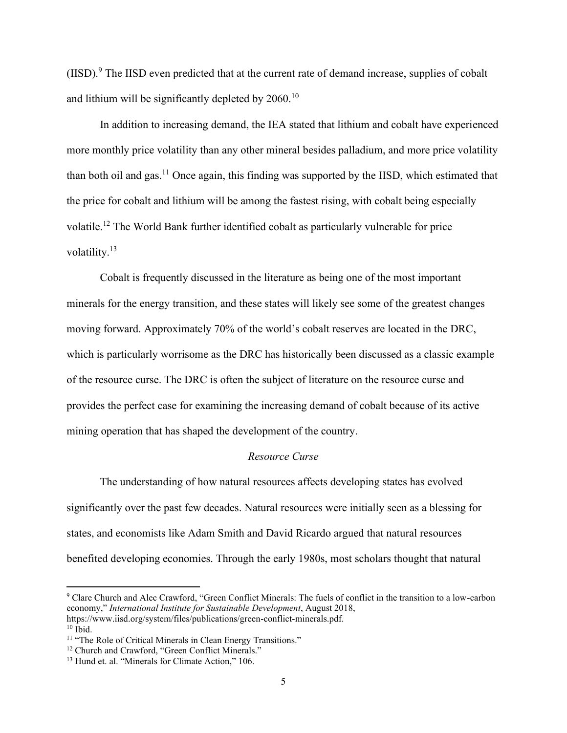(IISD).[9] The IISD even predicted that at the current rate of demand increase, supplies of cobalt and lithium will be significantly depleted by 2060.[10]

In addition to increasing demand, the IEA stated that lithium and cobalt have experienced more monthly price volatility than any other mineral besides palladium, and more price volatility than both oil and gas.[11] Once again, this finding was supported by the IISD, which estimated that the price for cobalt and lithium will be among the fastest rising, with cobalt being especially volatile.[12] The World Bank further identified cobalt as particularly vulnerable for price volatility.[13]

Cobalt is frequently discussed in the literature as being one of the most important minerals for the energy transition, and these states will likely see some of the greatest changes moving forward. Approximately 70% of the world's cobalt reserves are located in the DRC, which is particularly worrisome as the DRC has historically been discussed as a classic example of the resource curse. The DRC is often the subject of literature on the resource curse and provides the perfect case for examining the increasing demand of cobalt because of its active mining operation that has shaped the development of the country.

### *Resource Curse*

The understanding of how natural resources affects developing states has evolved significantly over the past few decades. Natural resources were initially seen as a blessing for states, and economists like Adam Smith and David Ricardo argued that natural resources benefited developing economies. Through the early 1980s, most scholars thought that natural

---

[9] Clare Church and Alec Crawford, "Green Conflict Minerals: The fuels of conflict in the transition to a low-carbon economy," *International Institute for Sustainable Development*, August 2018, https://www.iisd.org/system/files/publications/green-conflict-minerals.pdf.

[10] Ibid.

[11] "The Role of Critical Minerals in Clean Energy Transitions."

[12] Church and Crawford, "Green Conflict Minerals."

[13] Hund et. al. "Minerals for Climate Action," 106.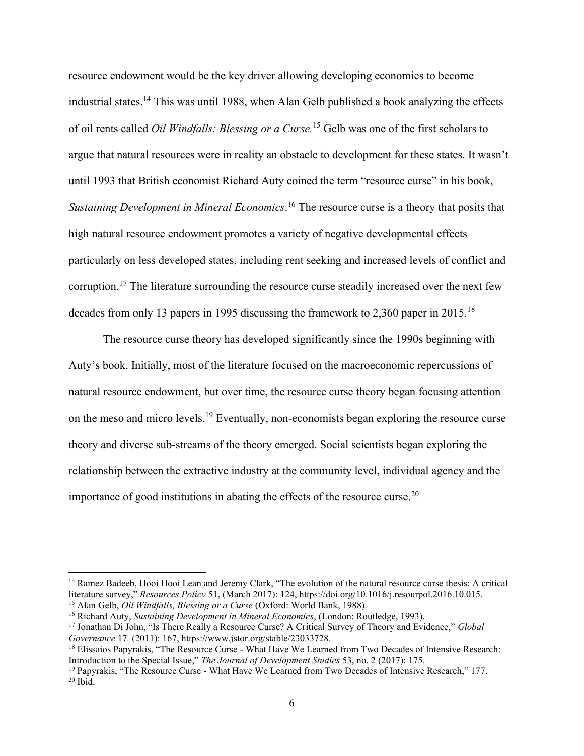resource endowment would be the key driver allowing developing economies to become industrial states.[14] This was until 1988, when Alan Gelb published a book analyzing the effects of oil rents called *Oil Windfalls: Blessing or a Curse.*[15] Gelb was one of the first scholars to argue that natural resources were in reality an obstacle to development for these states. It wasn't until 1993 that British economist Richard Auty coined the term "resource curse" in his book, *Sustaining Development in Mineral Economics*.[16] The resource curse is a theory that posits that high natural resource endowment promotes a variety of negative developmental effects particularly on less developed states, including rent seeking and increased levels of conflict and corruption.[17] The literature surrounding the resource curse steadily increased over the next few decades from only 13 papers in 1995 discussing the framework to 2,360 paper in 2015.[18]

The resource curse theory has developed significantly since the 1990s beginning with Auty's book. Initially, most of the literature focused on the macroeconomic repercussions of natural resource endowment, but over time, the resource curse theory began focusing attention on the meso and micro levels.[19] Eventually, non-economists began exploring the resource curse theory and diverse sub-streams of the theory emerged. Social scientists began exploring the relationship between the extractive industry at the community level, individual agency and the importance of good institutions in abating the effects of the resource curse.[20]

---

[14] Ramez Badeeb, Hooi Hooi Lean and Jeremy Clark, "The evolution of the natural resource curse thesis: A critical literature survey," *Resources Policy* 51, (March 2017): 124, https://doi.org/10.1016/j.resourpol.2016.10.015.

[15] Alan Gelb, *Oil Windfalls, Blessing or a Curse* (Oxford: World Bank, 1988).

[16] Richard Auty, *Sustaining Development in Mineral Economies*, (London: Routledge, 1993).

[17] Jonathan Di John, "Is There Really a Resource Curse? A Critical Survey of Theory and Evidence," *Global Governance* 17, (2011): 167, https://www.jstor.org/stable/23033728.

[18] Elissaios Papyrakis, "The Resource Curse - What Have We Learned from Two Decades of Intensive Research: Introduction to the Special Issue," *The Journal of Development Studies* 53, no. 2 (2017): 175.

[19] Papyrakis, "The Resource Curse - What Have We Learned from Two Decades of Intensive Research," 177.

[20] Ibid.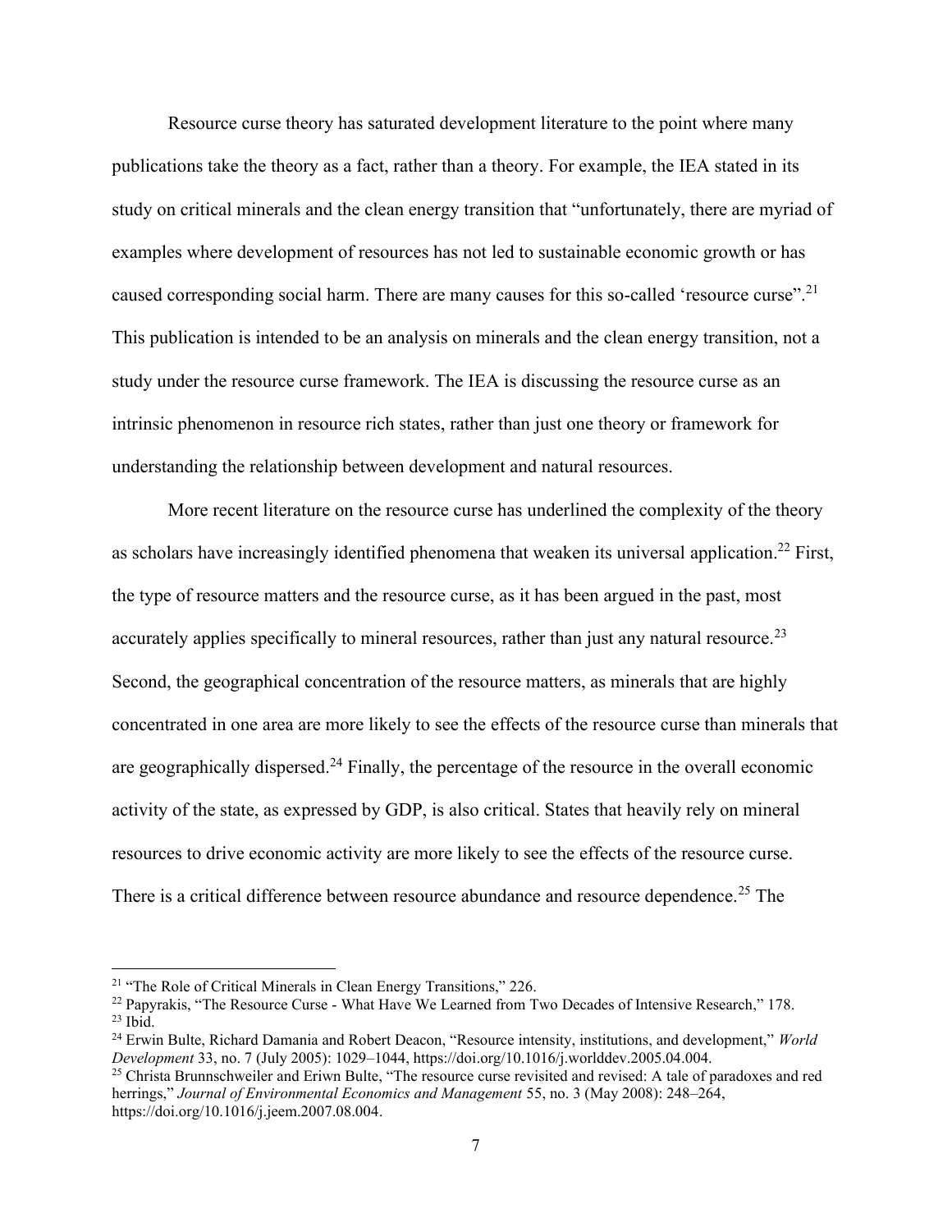Resource curse theory has saturated development literature to the point where many publications take the theory as a fact, rather than a theory. For example, the IEA stated in its study on critical minerals and the clean energy transition that "unfortunately, there are myriad of examples where development of resources has not led to sustainable economic growth or has caused corresponding social harm. There are many causes for this so-called 'resource curse".[21] This publication is intended to be an analysis on minerals and the clean energy transition, not a study under the resource curse framework. The IEA is discussing the resource curse as an intrinsic phenomenon in resource rich states, rather than just one theory or framework for understanding the relationship between development and natural resources.

More recent literature on the resource curse has underlined the complexity of the theory as scholars have increasingly identified phenomena that weaken its universal application.[22] First, the type of resource matters and the resource curse, as it has been argued in the past, most accurately applies specifically to mineral resources, rather than just any natural resource.[23] Second, the geographical concentration of the resource matters, as minerals that are highly concentrated in one area are more likely to see the effects of the resource curse than minerals that are geographically dispersed.[24] Finally, the percentage of the resource in the overall economic activity of the state, as expressed by GDP, is also critical. States that heavily rely on mineral resources to drive economic activity are more likely to see the effects of the resource curse. There is a critical difference between resource abundance and resource dependence.[25] The

---

[21] "The Role of Critical Minerals in Clean Energy Transitions," 226.

[22] Papyrakis, "The Resource Curse - What Have We Learned from Two Decades of Intensive Research," 178.

[23] Ibid.

[24] Erwin Bulte, Richard Damania and Robert Deacon, "Resource intensity, institutions, and development," *World Development* 33, no. 7 (July 2005): 1029–1044, https://doi.org/10.1016/j.worlddev.2005.04.004.

[25] Christa Brunnschweiler and Eriwn Bulte, "The resource curse revisited and revised: A tale of paradoxes and red herrings," *Journal of Environmental Economics and Management* 55, no. 3 (May 2008): 248–264, https://doi.org/10.1016/j.jeem.2007.08.004.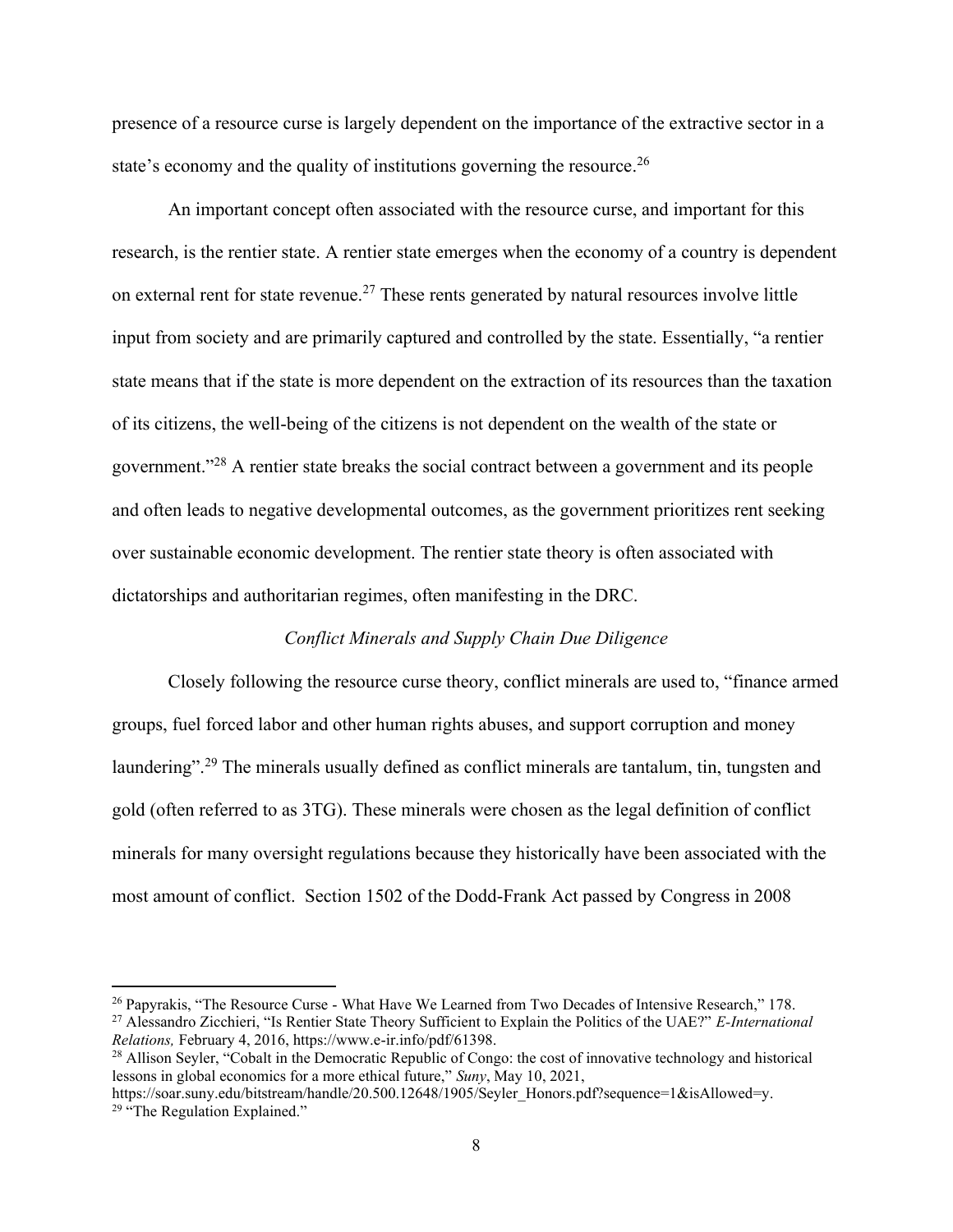presence of a resource curse is largely dependent on the importance of the extractive sector in a state's economy and the quality of institutions governing the resource.[26]

An important concept often associated with the resource curse, and important for this research, is the rentier state. A rentier state emerges when the economy of a country is dependent on external rent for state revenue.[27] These rents generated by natural resources involve little input from society and are primarily captured and controlled by the state. Essentially, "a rentier state means that if the state is more dependent on the extraction of its resources than the taxation of its citizens, the well-being of the citizens is not dependent on the wealth of the state or government."[28] A rentier state breaks the social contract between a government and its people and often leads to negative developmental outcomes, as the government prioritizes rent seeking over sustainable economic development. The rentier state theory is often associated with dictatorships and authoritarian regimes, often manifesting in the DRC.

### *Conflict Minerals and Supply Chain Due Diligence*

Closely following the resource curse theory, conflict minerals are used to, "finance armed groups, fuel forced labor and other human rights abuses, and support corruption and money laundering".[29] The minerals usually defined as conflict minerals are tantalum, tin, tungsten and gold (often referred to as 3TG). These minerals were chosen as the legal definition of conflict minerals for many oversight regulations because they historically have been associated with the most amount of conflict. Section 1502 of the Dodd-Frank Act passed by Congress in 2008

---

[26] Papyrakis, "The Resource Curse - What Have We Learned from Two Decades of Intensive Research," 178.

[27] Alessandro Zicchieri, "Is Rentier State Theory Sufficient to Explain the Politics of the UAE?" *E-International Relations,* February 4, 2016, https://www.e-ir.info/pdf/61398.

[28] Allison Seyler, "Cobalt in the Democratic Republic of Congo: the cost of innovative technology and historical lessons in global economics for a more ethical future," *Suny*, May 10, 2021, https://soar.suny.edu/bitstream/handle/20.500.12648/1905/Seyler_Honors.pdf?sequence=1&isAllowed=y.

[29] "The Regulation Explained."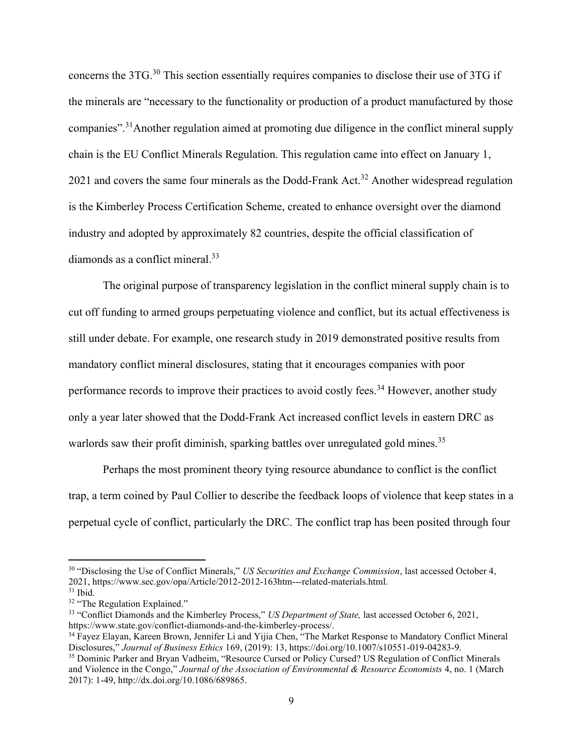concerns the 3TG.[30] This section essentially requires companies to disclose their use of 3TG if the minerals are "necessary to the functionality or production of a product manufactured by those companies".[31]Another regulation aimed at promoting due diligence in the conflict mineral supply chain is the EU Conflict Minerals Regulation. This regulation came into effect on January 1, 2021 and covers the same four minerals as the Dodd-Frank Act.[32] Another widespread regulation is the Kimberley Process Certification Scheme, created to enhance oversight over the diamond industry and adopted by approximately 82 countries, despite the official classification of diamonds as a conflict mineral.[33]

The original purpose of transparency legislation in the conflict mineral supply chain is to cut off funding to armed groups perpetuating violence and conflict, but its actual effectiveness is still under debate. For example, one research study in 2019 demonstrated positive results from mandatory conflict mineral disclosures, stating that it encourages companies with poor performance records to improve their practices to avoid costly fees.[34] However, another study only a year later showed that the Dodd-Frank Act increased conflict levels in eastern DRC as warlords saw their profit diminish, sparking battles over unregulated gold mines.[35]

Perhaps the most prominent theory tying resource abundance to conflict is the conflict trap, a term coined by Paul Collier to describe the feedback loops of violence that keep states in a perpetual cycle of conflict, particularly the DRC. The conflict trap has been posited through four

---

[30] "Disclosing the Use of Conflict Minerals," *US Securities and Exchange Commission*, last accessed October 4, 2021, https://www.sec.gov/opa/Article/2012-2012-163htm---related-materials.html.

[31] Ibid.

[32] "The Regulation Explained."

[33] "Conflict Diamonds and the Kimberley Process," *US Department of State,* last accessed October 6, 2021, https://www.state.gov/conflict-diamonds-and-the-kimberley-process/.

[34] Fayez Elayan, Kareen Brown, Jennifer Li and Yijia Chen, "The Market Response to Mandatory Conflict Mineral Disclosures," *Journal of Business Ethics* 169, (2019): 13, https://doi.org/10.1007/s10551-019-04283-9.

[35] Dominic Parker and Bryan Vadheim, "Resource Cursed or Policy Cursed? US Regulation of Conflict Minerals and Violence in the Congo," *Journal of the Association of Environmental & Resource Economists* 4, no. 1 (March 2017): 1-49, http://dx.doi.org/10.1086/689865.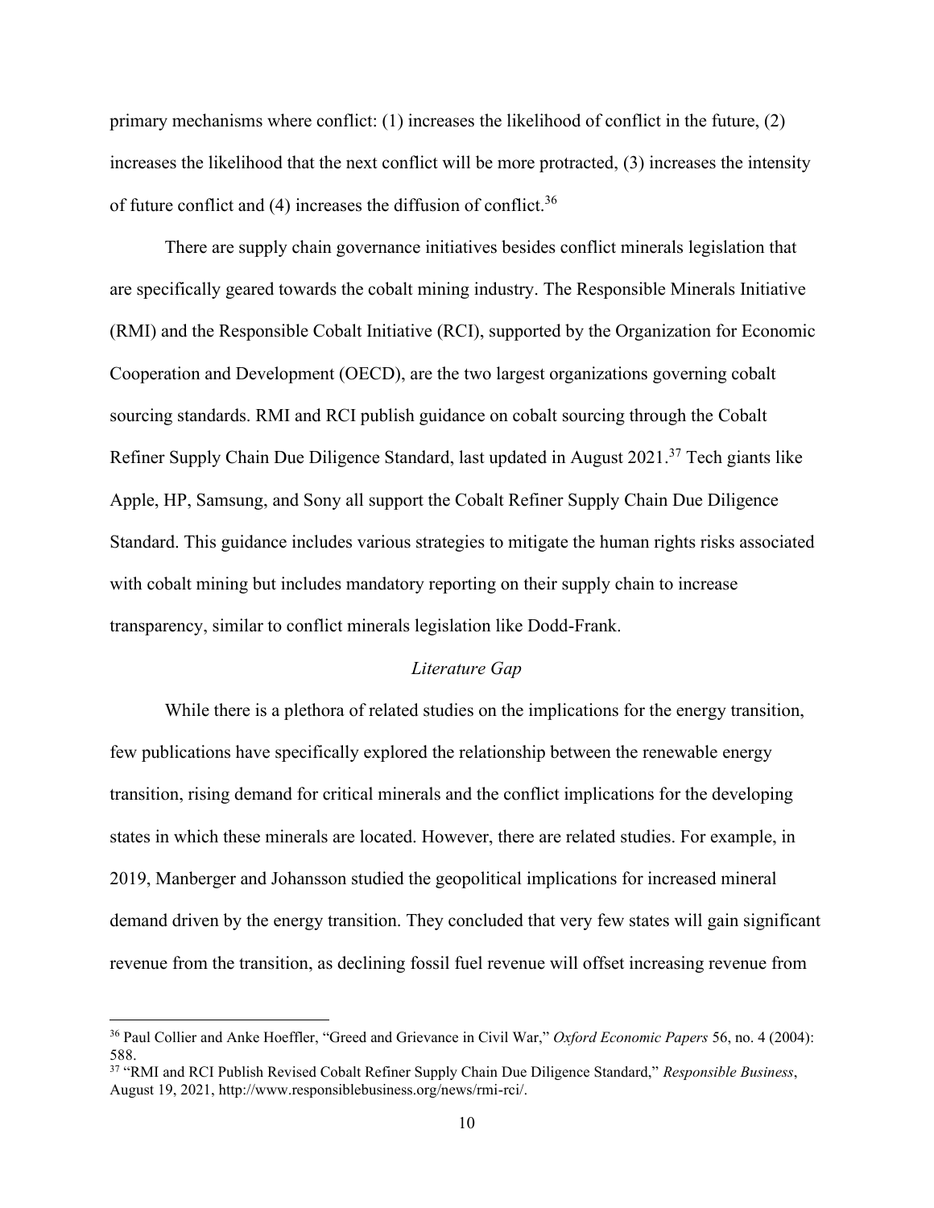primary mechanisms where conflict: (1) increases the likelihood of conflict in the future, (2) increases the likelihood that the next conflict will be more protracted, (3) increases the intensity of future conflict and (4) increases the diffusion of conflict.[36]

There are supply chain governance initiatives besides conflict minerals legislation that are specifically geared towards the cobalt mining industry. The Responsible Minerals Initiative (RMI) and the Responsible Cobalt Initiative (RCI), supported by the Organization for Economic Cooperation and Development (OECD), are the two largest organizations governing cobalt sourcing standards. RMI and RCI publish guidance on cobalt sourcing through the Cobalt Refiner Supply Chain Due Diligence Standard, last updated in August 2021.[37] Tech giants like Apple, HP, Samsung, and Sony all support the Cobalt Refiner Supply Chain Due Diligence Standard. This guidance includes various strategies to mitigate the human rights risks associated with cobalt mining but includes mandatory reporting on their supply chain to increase transparency, similar to conflict minerals legislation like Dodd-Frank.

### *Literature Gap*

While there is a plethora of related studies on the implications for the energy transition, few publications have specifically explored the relationship between the renewable energy transition, rising demand for critical minerals and the conflict implications for the developing states in which these minerals are located. However, there are related studies. For example, in 2019, Manberger and Johansson studied the geopolitical implications for increased mineral demand driven by the energy transition. They concluded that very few states will gain significant revenue from the transition, as declining fossil fuel revenue will offset increasing revenue from

---

[36] Paul Collier and Anke Hoeffler, "Greed and Grievance in Civil War," *Oxford Economic Papers* 56, no. 4 (2004): 588.

[37] "RMI and RCI Publish Revised Cobalt Refiner Supply Chain Due Diligence Standard," *Responsible Business*, August 19, 2021, http://www.responsiblebusiness.org/news/rmi-rci/.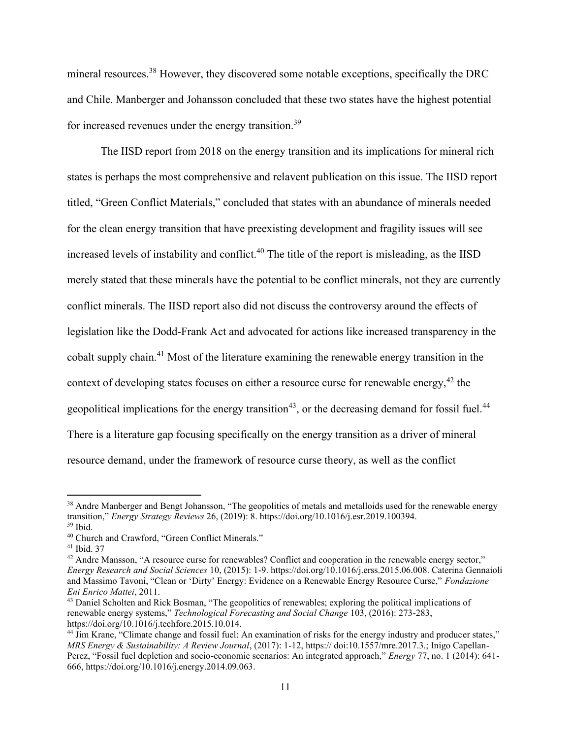mineral resources.[38] However, they discovered some notable exceptions, specifically the DRC and Chile. Manberger and Johansson concluded that these two states have the highest potential for increased revenues under the energy transition.[39]

The IISD report from 2018 on the energy transition and its implications for mineral rich states is perhaps the most comprehensive and relavent publication on this issue. The IISD report titled, "Green Conflict Materials," concluded that states with an abundance of minerals needed for the clean energy transition that have preexisting development and fragility issues will see increased levels of instability and conflict.[40] The title of the report is misleading, as the IISD merely stated that these minerals have the potential to be conflict minerals, not they are currently conflict minerals. The IISD report also did not discuss the controversy around the effects of legislation like the Dodd-Frank Act and advocated for actions like increased transparency in the cobalt supply chain.[41] Most of the literature examining the renewable energy transition in the context of developing states focuses on either a resource curse for renewable energy,[42] the geopolitical implications for the energy transition[43], or the decreasing demand for fossil fuel.[44] There is a literature gap focusing specifically on the energy transition as a driver of mineral resource demand, under the framework of resource curse theory, as well as the conflict

---

[38] Andre Manberger and Bengt Johansson, "The geopolitics of metals and metalloids used for the renewable energy transition," *Energy Strategy Reviews* 26, (2019): 8. https://doi.org/10.1016/j.esr.2019.100394.

[39] Ibid.

[40] Church and Crawford, "Green Conflict Minerals."

[41] Ibid. 37

[42] Andre Mansson, "A resource curse for renewables? Conflict and cooperation in the renewable energy sector," *Energy Research and Social Sciences* 10, (2015): 1-9. https://doi.org/10.1016/j.erss.2015.06.008. Caterina Gennaioli and Massimo Tavoni, "Clean or 'Dirty' Energy: Evidence on a Renewable Energy Resource Curse," *Fondazione Eni Enrico Mattei*, 2011.

[43] Daniel Scholten and Rick Bosman, "The geopolitics of renewables; exploring the political implications of renewable energy systems," *Technological Forecasting and Social Change* 103, (2016): 273-283, https://doi.org/10.1016/j.techfore.2015.10.014.

[44] Jim Krane, "Climate change and fossil fuel: An examination of risks for the energy industry and producer states," *MRS Energy & Sustainability: A Review Journal*, (2017): 1-12, https:// doi:10.1557/mre.2017.3.; Inigo Capellan-Perez, "Fossil fuel depletion and socio-economic scenarios: An integrated approach," *Energy* 77, no. 1 (2014): 641-666, https://doi.org/10.1016/j.energy.2014.09.063.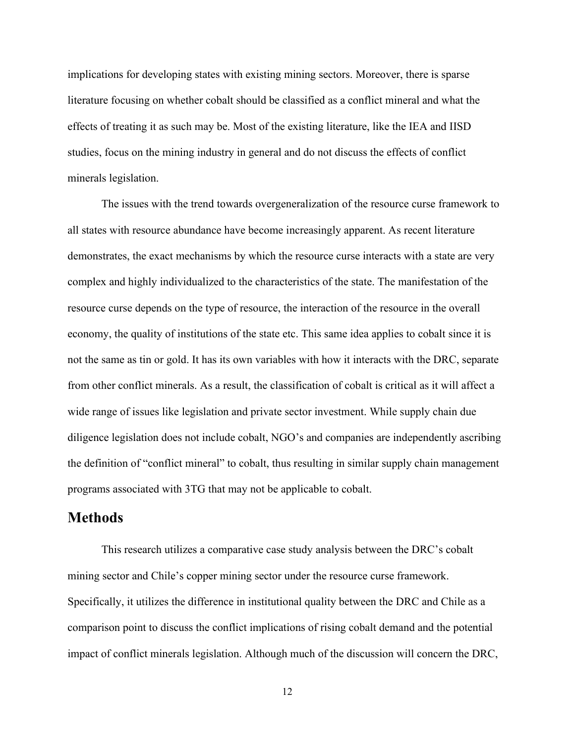implications for developing states with existing mining sectors. Moreover, there is sparse literature focusing on whether cobalt should be classified as a conflict mineral and what the effects of treating it as such may be. Most of the existing literature, like the IEA and IISD studies, focus on the mining industry in general and do not discuss the effects of conflict minerals legislation.

The issues with the trend towards overgeneralization of the resource curse framework to all states with resource abundance have become increasingly apparent. As recent literature demonstrates, the exact mechanisms by which the resource curse interacts with a state are very complex and highly individualized to the characteristics of the state. The manifestation of the resource curse depends on the type of resource, the interaction of the resource in the overall economy, the quality of institutions of the state etc. This same idea applies to cobalt since it is not the same as tin or gold. It has its own variables with how it interacts with the DRC, separate from other conflict minerals. As a result, the classification of cobalt is critical as it will affect a wide range of issues like legislation and private sector investment. While supply chain due diligence legislation does not include cobalt, NGO's and companies are independently ascribing the definition of "conflict mineral" to cobalt, thus resulting in similar supply chain management programs associated with 3TG that may not be applicable to cobalt.

## Methods

This research utilizes a comparative case study analysis between the DRC's cobalt mining sector and Chile's copper mining sector under the resource curse framework. Specifically, it utilizes the difference in institutional quality between the DRC and Chile as a comparison point to discuss the conflict implications of rising cobalt demand and the potential impact of conflict minerals legislation. Although much of the discussion will concern the DRC,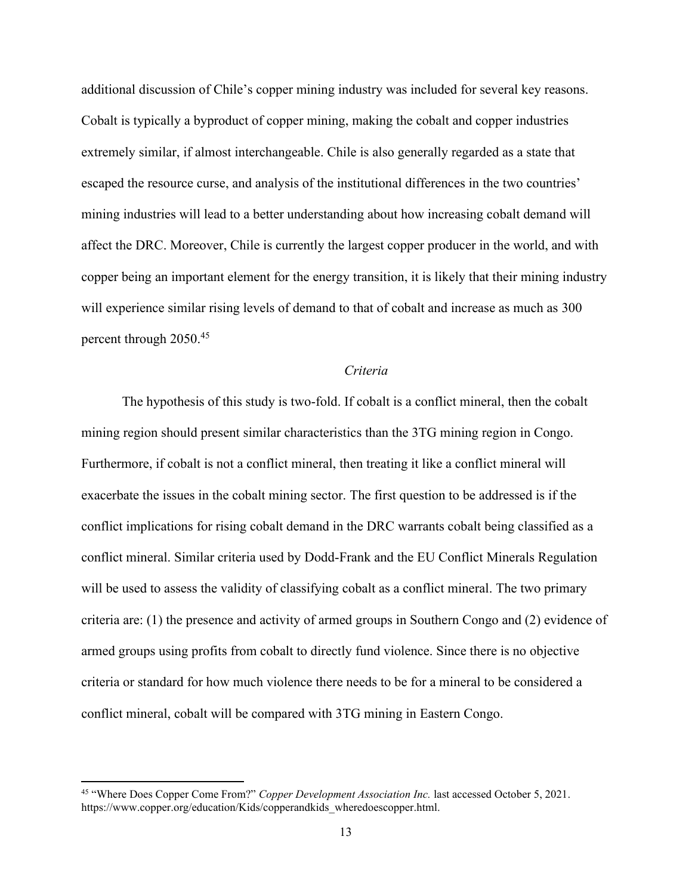additional discussion of Chile's copper mining industry was included for several key reasons. Cobalt is typically a byproduct of copper mining, making the cobalt and copper industries extremely similar, if almost interchangeable. Chile is also generally regarded as a state that escaped the resource curse, and analysis of the institutional differences in the two countries' mining industries will lead to a better understanding about how increasing cobalt demand will affect the DRC. Moreover, Chile is currently the largest copper producer in the world, and with copper being an important element for the energy transition, it is likely that their mining industry will experience similar rising levels of demand to that of cobalt and increase as much as 300 percent through 2050.[45]

### *Criteria*

The hypothesis of this study is two-fold. If cobalt is a conflict mineral, then the cobalt mining region should present similar characteristics than the 3TG mining region in Congo. Furthermore, if cobalt is not a conflict mineral, then treating it like a conflict mineral will exacerbate the issues in the cobalt mining sector. The first question to be addressed is if the conflict implications for rising cobalt demand in the DRC warrants cobalt being classified as a conflict mineral. Similar criteria used by Dodd-Frank and the EU Conflict Minerals Regulation will be used to assess the validity of classifying cobalt as a conflict mineral. The two primary criteria are: (1) the presence and activity of armed groups in Southern Congo and (2) evidence of armed groups using profits from cobalt to directly fund violence. Since there is no objective criteria or standard for how much violence there needs to be for a mineral to be considered a conflict mineral, cobalt will be compared with 3TG mining in Eastern Congo.

---

[45] "Where Does Copper Come From?" *Copper Development Association Inc.* last accessed October 5, 2021. https://www.copper.org/education/Kids/copperandkids_wheredoescopper.html.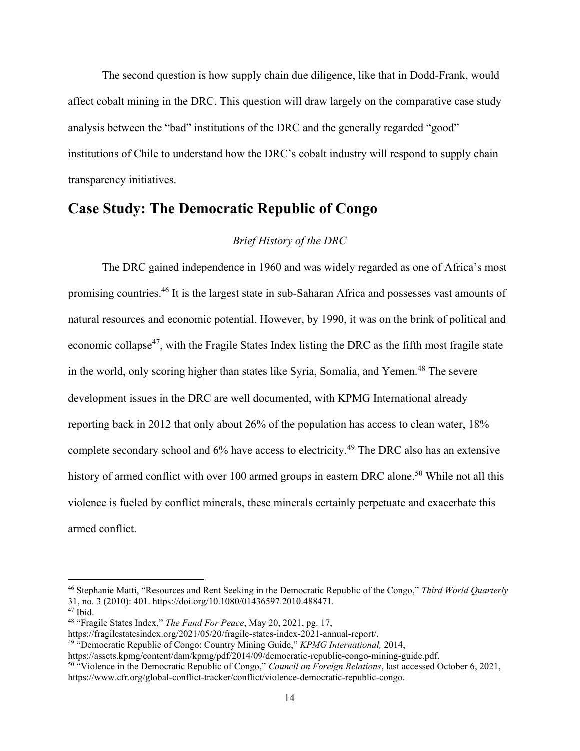The second question is how supply chain due diligence, like that in Dodd-Frank, would affect cobalt mining in the DRC. This question will draw largely on the comparative case study analysis between the "bad" institutions of the DRC and the generally regarded "good" institutions of Chile to understand how the DRC's cobalt industry will respond to supply chain transparency initiatives.

## Case Study: The Democratic Republic of Congo

### *Brief History of the DRC*

The DRC gained independence in 1960 and was widely regarded as one of Africa's most promising countries.[46] It is the largest state in sub-Saharan Africa and possesses vast amounts of natural resources and economic potential. However, by 1990, it was on the brink of political and economic collapse[47], with the Fragile States Index listing the DRC as the fifth most fragile state in the world, only scoring higher than states like Syria, Somalia, and Yemen.[48] The severe development issues in the DRC are well documented, with KPMG International already reporting back in 2012 that only about 26% of the population has access to clean water, 18% complete secondary school and 6% have access to electricity.[49] The DRC also has an extensive history of armed conflict with over 100 armed groups in eastern DRC alone.[50] While not all this violence is fueled by conflict minerals, these minerals certainly perpetuate and exacerbate this armed conflict.

---

[46] Stephanie Matti, "Resources and Rent Seeking in the Democratic Republic of the Congo," *Third World Quarterly* 31, no. 3 (2010): 401. https://doi.org/10.1080/01436597.2010.488471.

[47] Ibid.

[48] "Fragile States Index," *The Fund For Peace*, May 20, 2021, pg. 17, https://fragilestatesindex.org/2021/05/20/fragile-states-index-2021-annual-report/.

[49] "Democratic Republic of Congo: Country Mining Guide," *KPMG International,* 2014, https://assets.kpmg/content/dam/kpmg/pdf/2014/09/democratic-republic-congo-mining-guide.pdf.

[50] "Violence in the Democratic Republic of Congo," *Council on Foreign Relations*, last accessed October 6, 2021, https://www.cfr.org/global-conflict-tracker/conflict/violence-democratic-republic-congo.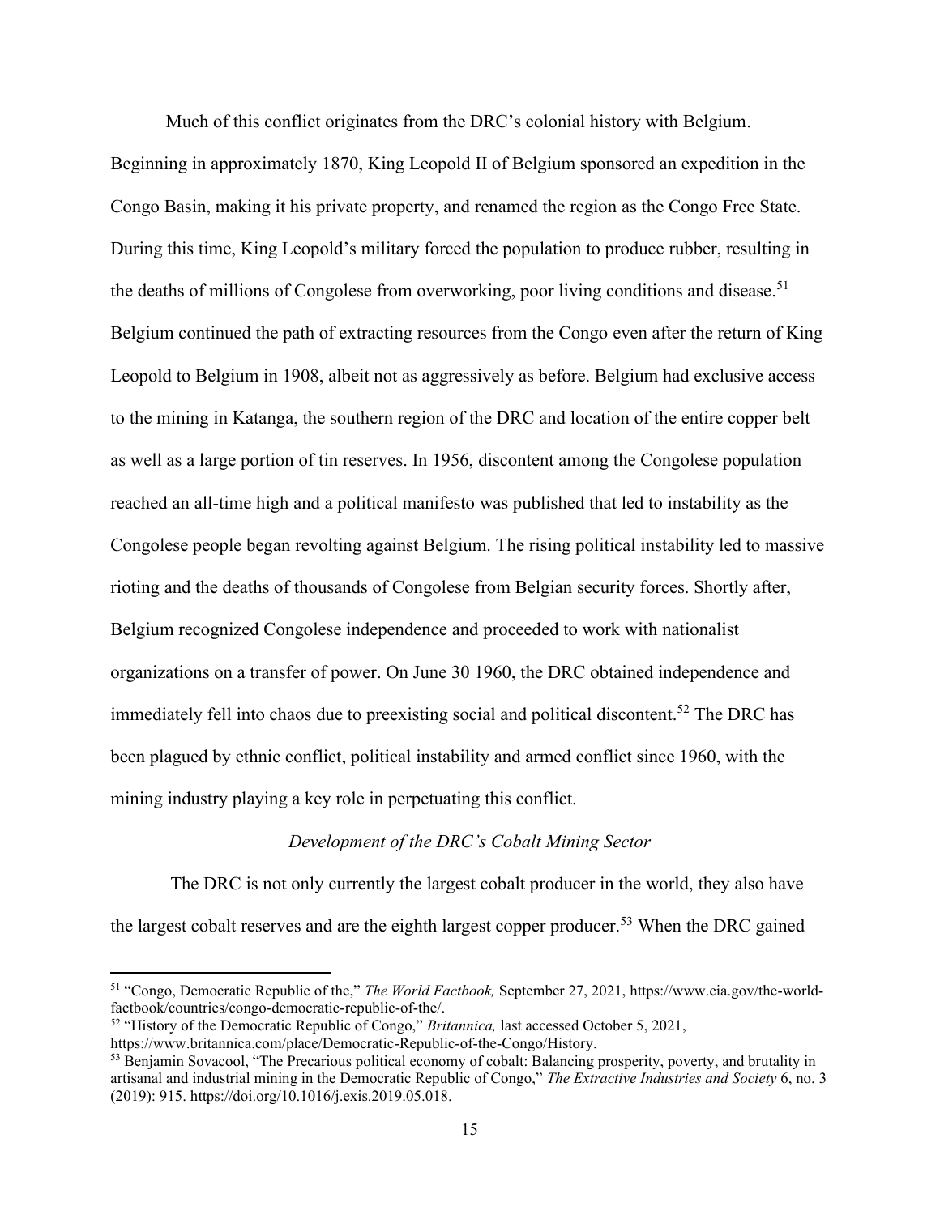Much of this conflict originates from the DRC's colonial history with Belgium. Beginning in approximately 1870, King Leopold II of Belgium sponsored an expedition in the Congo Basin, making it his private property, and renamed the region as the Congo Free State. During this time, King Leopold's military forced the population to produce rubber, resulting in the deaths of millions of Congolese from overworking, poor living conditions and disease.[51] Belgium continued the path of extracting resources from the Congo even after the return of King Leopold to Belgium in 1908, albeit not as aggressively as before. Belgium had exclusive access to the mining in Katanga, the southern region of the DRC and location of the entire copper belt as well as a large portion of tin reserves. In 1956, discontent among the Congolese population reached an all-time high and a political manifesto was published that led to instability as the Congolese people began revolting against Belgium. The rising political instability led to massive rioting and the deaths of thousands of Congolese from Belgian security forces. Shortly after, Belgium recognized Congolese independence and proceeded to work with nationalist organizations on a transfer of power. On June 30 1960, the DRC obtained independence and immediately fell into chaos due to preexisting social and political discontent.[52] The DRC has been plagued by ethnic conflict, political instability and armed conflict since 1960, with the mining industry playing a key role in perpetuating this conflict.

### *Development of the DRC's Cobalt Mining Sector*

The DRC is not only currently the largest cobalt producer in the world, they also have the largest cobalt reserves and are the eighth largest copper producer.[53] When the DRC gained

---

[51] "Congo, Democratic Republic of the," *The World Factbook,* September 27, 2021, https://www.cia.gov/the-world-factbook/countries/congo-democratic-republic-of-the/.

[52] "History of the Democratic Republic of Congo," *Britannica,* last accessed October 5, 2021, https://www.britannica.com/place/Democratic-Republic-of-the-Congo/History.

[53] Benjamin Sovacool, "The Precarious political economy of cobalt: Balancing prosperity, poverty, and brutality in artisanal and industrial mining in the Democratic Republic of Congo," *The Extractive Industries and Society* 6, no. 3 (2019): 915. https://doi.org/10.1016/j.exis.2019.05.018.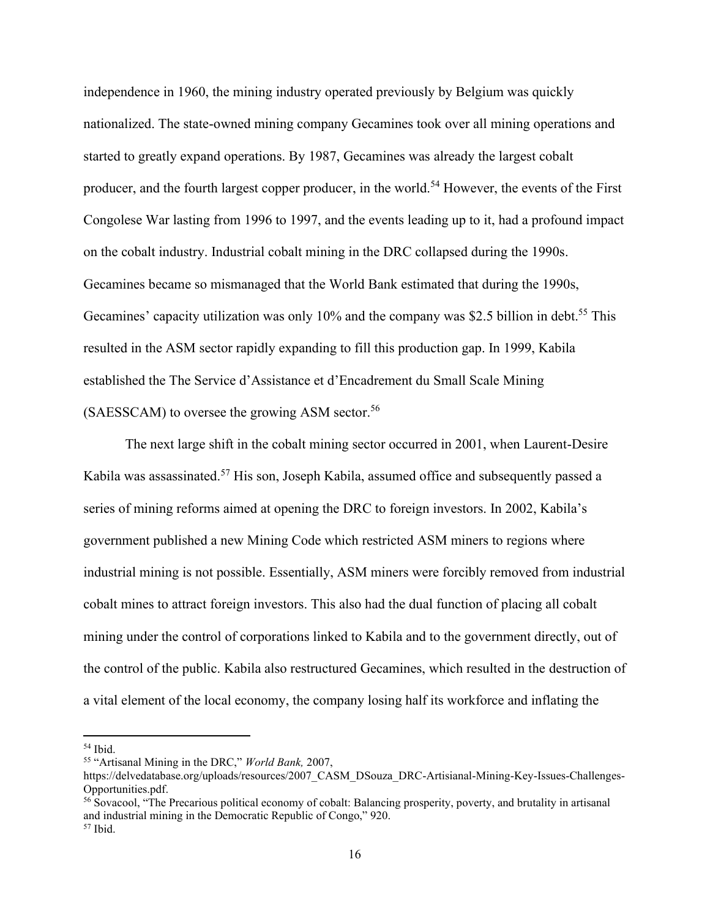independence in 1960, the mining industry operated previously by Belgium was quickly nationalized. The state-owned mining company Gecamines took over all mining operations and started to greatly expand operations. By 1987, Gecamines was already the largest cobalt producer, and the fourth largest copper producer, in the world.[54] However, the events of the First Congolese War lasting from 1996 to 1997, and the events leading up to it, had a profound impact on the cobalt industry. Industrial cobalt mining in the DRC collapsed during the 1990s. Gecamines became so mismanaged that the World Bank estimated that during the 1990s, Gecamines' capacity utilization was only 10% and the company was $2.5 billion in debt.[55] This resulted in the ASM sector rapidly expanding to fill this production gap. In 1999, Kabila established the The Service d'Assistance et d'Encadrement du Small Scale Mining (SAESSCAM) to oversee the growing ASM sector.[56]

The next large shift in the cobalt mining sector occurred in 2001, when Laurent-Desire Kabila was assassinated.[57] His son, Joseph Kabila, assumed office and subsequently passed a series of mining reforms aimed at opening the DRC to foreign investors. In 2002, Kabila's government published a new Mining Code which restricted ASM miners to regions where industrial mining is not possible. Essentially, ASM miners were forcibly removed from industrial cobalt mines to attract foreign investors. This also had the dual function of placing all cobalt mining under the control of corporations linked to Kabila and to the government directly, out of the control of the public. Kabila also restructured Gecamines, which resulted in the destruction of a vital element of the local economy, the company losing half its workforce and inflating the

---

[54] Ibid.

[55] "Artisanal Mining in the DRC," *World Bank,* 2007, https://delvedatabase.org/uploads/resources/2007_CASM_DSouza_DRC-Artisianal-Mining-Key-Issues-Challenges-Opportunities.pdf.

[56] Sovacool, "The Precarious political economy of cobalt: Balancing prosperity, poverty, and brutality in artisanal and industrial mining in the Democratic Republic of Congo," 920.

[57] Ibid.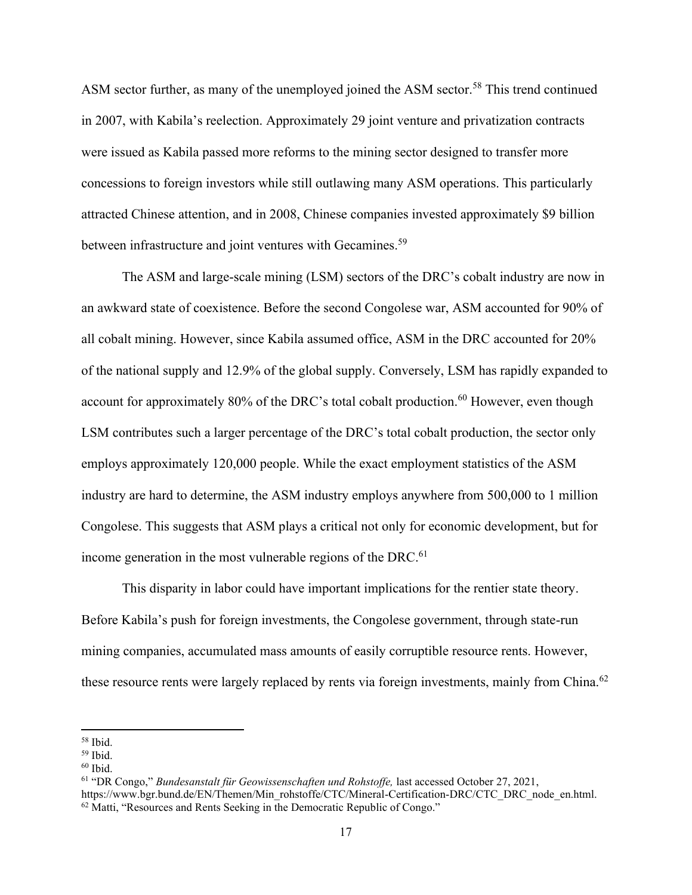ASM sector further, as many of the unemployed joined the ASM sector.[58] This trend continued in 2007, with Kabila's reelection. Approximately 29 joint venture and privatization contracts were issued as Kabila passed more reforms to the mining sector designed to transfer more concessions to foreign investors while still outlawing many ASM operations. This particularly attracted Chinese attention, and in 2008, Chinese companies invested approximately $9 billion between infrastructure and joint ventures with Gecamines.[59]

The ASM and large-scale mining (LSM) sectors of the DRC's cobalt industry are now in an awkward state of coexistence. Before the second Congolese war, ASM accounted for 90% of all cobalt mining. However, since Kabila assumed office, ASM in the DRC accounted for 20% of the national supply and 12.9% of the global supply. Conversely, LSM has rapidly expanded to account for approximately 80% of the DRC's total cobalt production.[60] However, even though LSM contributes such a larger percentage of the DRC's total cobalt production, the sector only employs approximately 120,000 people. While the exact employment statistics of the ASM industry are hard to determine, the ASM industry employs anywhere from 500,000 to 1 million Congolese. This suggests that ASM plays a critical not only for economic development, but for income generation in the most vulnerable regions of the DRC.[61]

This disparity in labor could have important implications for the rentier state theory. Before Kabila's push for foreign investments, the Congolese government, through state-run mining companies, accumulated mass amounts of easily corruptible resource rents. However, these resource rents were largely replaced by rents via foreign investments, mainly from China.[62]

---

[58] Ibid.

[59] Ibid.

[60] Ibid.

[61] "DR Congo," *Bundesanstalt für Geowissenschaften und Rohstoffe,* last accessed October 27, 2021, https://www.bgr.bund.de/EN/Themen/Min_rohstoffe/CTC/Mineral-Certification-DRC/CTC_DRC_node_en.html.

[62] Matti, "Resources and Rents Seeking in the Democratic Republic of Congo."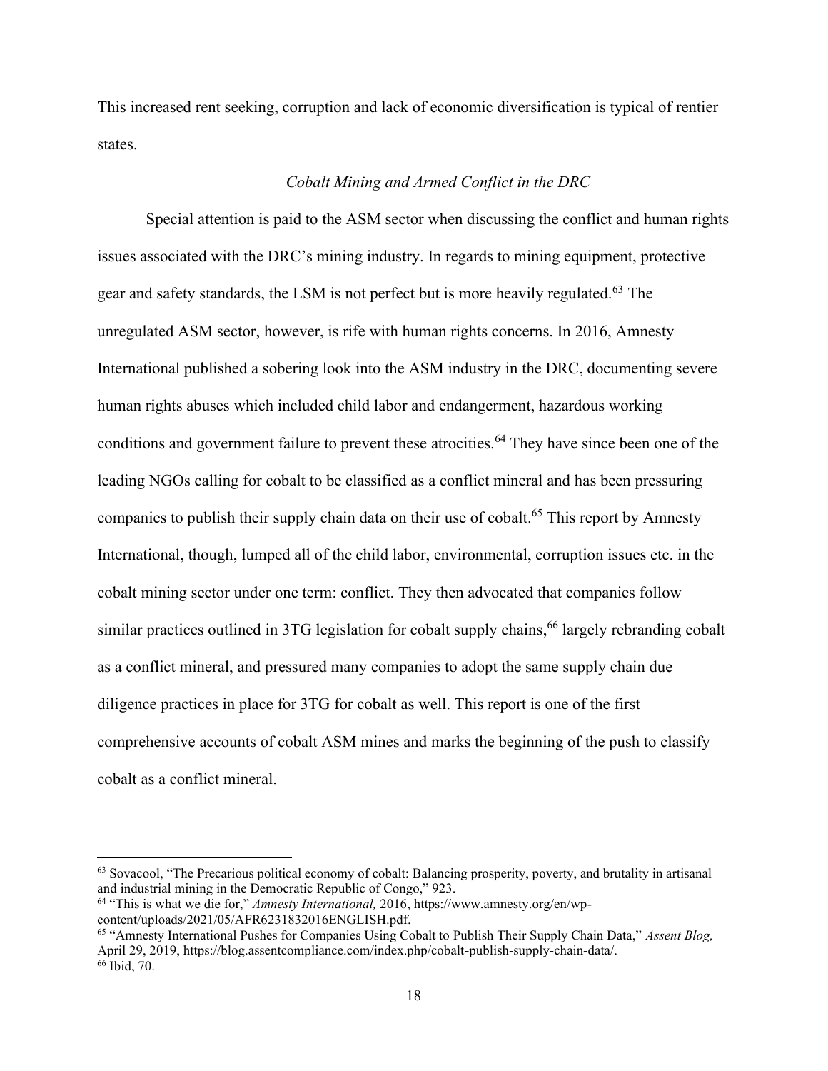This increased rent seeking, corruption and lack of economic diversification is typical of rentier states.

### *Cobalt Mining and Armed Conflict in the DRC*

Special attention is paid to the ASM sector when discussing the conflict and human rights issues associated with the DRC's mining industry. In regards to mining equipment, protective gear and safety standards, the LSM is not perfect but is more heavily regulated.[63] The unregulated ASM sector, however, is rife with human rights concerns. In 2016, Amnesty International published a sobering look into the ASM industry in the DRC, documenting severe human rights abuses which included child labor and endangerment, hazardous working conditions and government failure to prevent these atrocities.[64] They have since been one of the leading NGOs calling for cobalt to be classified as a conflict mineral and has been pressuring companies to publish their supply chain data on their use of cobalt.[65] This report by Amnesty International, though, lumped all of the child labor, environmental, corruption issues etc. in the cobalt mining sector under one term: conflict. They then advocated that companies follow similar practices outlined in 3TG legislation for cobalt supply chains,[66] largely rebranding cobalt as a conflict mineral, and pressured many companies to adopt the same supply chain due diligence practices in place for 3TG for cobalt as well. This report is one of the first comprehensive accounts of cobalt ASM mines and marks the beginning of the push to classify cobalt as a conflict mineral.

---

[63] Sovacool, "The Precarious political economy of cobalt: Balancing prosperity, poverty, and brutality in artisanal and industrial mining in the Democratic Republic of Congo," 923.

[64] "This is what we die for," *Amnesty International,* 2016, https://www.amnesty.org/en/wp-content/uploads/2021/05/AFR6231832016ENGLISH.pdf.

[65] "Amnesty International Pushes for Companies Using Cobalt to Publish Their Supply Chain Data," *Assent Blog,* April 29, 2019, https://blog.assentcompliance.com/index.php/cobalt-publish-supply-chain-data/.

[66] Ibid, 70.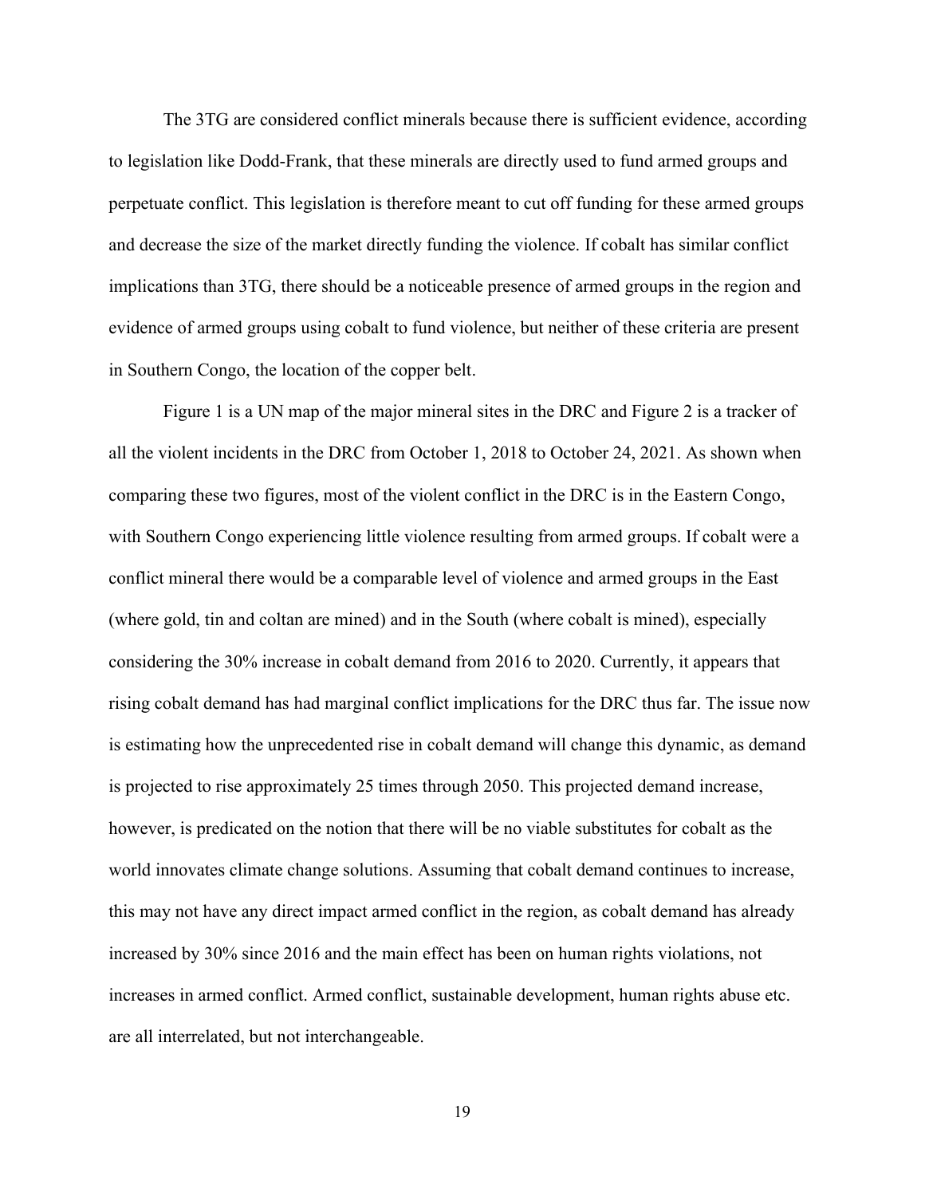The 3TG are considered conflict minerals because there is sufficient evidence, according to legislation like Dodd-Frank, that these minerals are directly used to fund armed groups and perpetuate conflict. This legislation is therefore meant to cut off funding for these armed groups and decrease the size of the market directly funding the violence. If cobalt has similar conflict implications than 3TG, there should be a noticeable presence of armed groups in the region and evidence of armed groups using cobalt to fund violence, but neither of these criteria are present in Southern Congo, the location of the copper belt.

Figure 1 is a UN map of the major mineral sites in the DRC and Figure 2 is a tracker of all the violent incidents in the DRC from October 1, 2018 to October 24, 2021. As shown when comparing these two figures, most of the violent conflict in the DRC is in the Eastern Congo, with Southern Congo experiencing little violence resulting from armed groups. If cobalt were a conflict mineral there would be a comparable level of violence and armed groups in the East (where gold, tin and coltan are mined) and in the South (where cobalt is mined), especially considering the 30% increase in cobalt demand from 2016 to 2020. Currently, it appears that rising cobalt demand has had marginal conflict implications for the DRC thus far. The issue now is estimating how the unprecedented rise in cobalt demand will change this dynamic, as demand is projected to rise approximately 25 times through 2050. This projected demand increase, however, is predicated on the notion that there will be no viable substitutes for cobalt as the world innovates climate change solutions. Assuming that cobalt demand continues to increase, this may not have any direct impact armed conflict in the region, as cobalt demand has already increased by 30% since 2016 and the main effect has been on human rights violations, not increases in armed conflict. Armed conflict, sustainable development, human rights abuse etc. are all interrelated, but not interchangeable.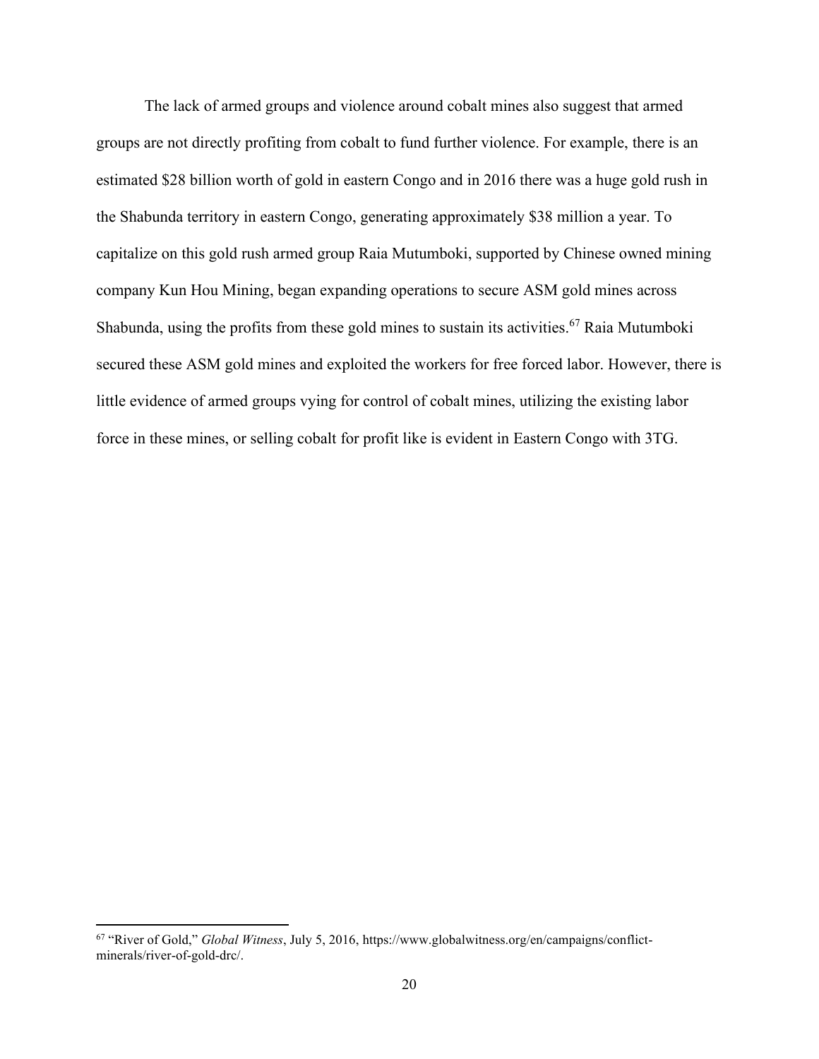The lack of armed groups and violence around cobalt mines also suggest that armed groups are not directly profiting from cobalt to fund further violence. For example, there is an estimated $28 billion worth of gold in eastern Congo and in 2016 there was a huge gold rush in the Shabunda territory in eastern Congo, generating approximately $38 million a year. To capitalize on this gold rush armed group Raia Mutumboki, supported by Chinese owned mining company Kun Hou Mining, began expanding operations to secure ASM gold mines across Shabunda, using the profits from these gold mines to sustain its activities.[67] Raia Mutumboki secured these ASM gold mines and exploited the workers for free forced labor. However, there is little evidence of armed groups vying for control of cobalt mines, utilizing the existing labor force in these mines, or selling cobalt for profit like is evident in Eastern Congo with 3TG.

---

[67] "River of Gold," *Global Witness*, July 5, 2016, https://www.globalwitness.org/en/campaigns/conflict-minerals/river-of-gold-drc/.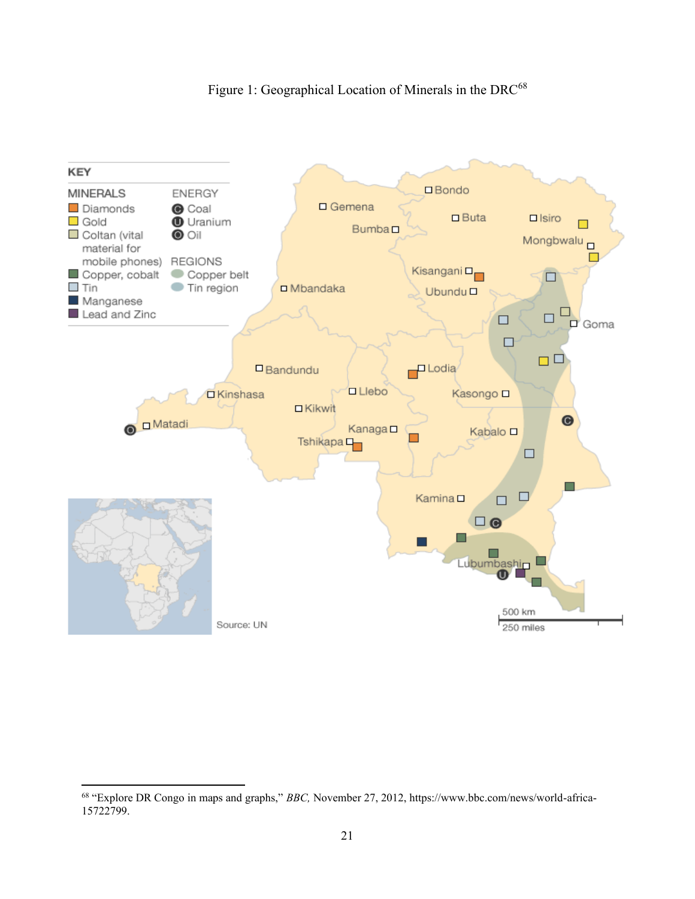Figure 1: Geographical Location of Minerals in the DRC[68]

[68] "Explore DR Congo in maps and graphs," *BBC,* November 27, 2012, https://www.bbc.com/news/world-africa-15722799.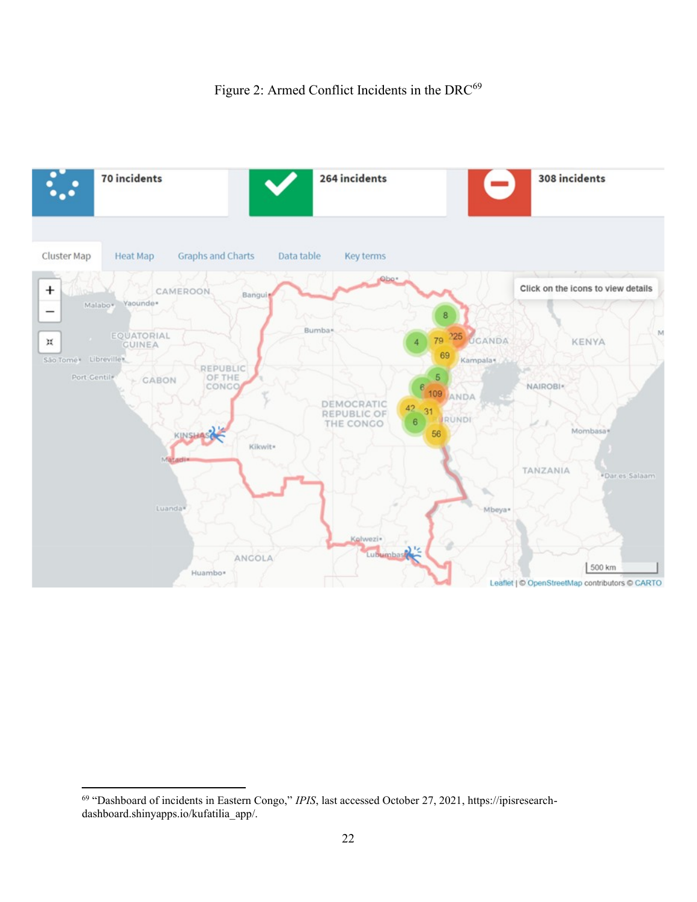Figure 2: Armed Conflict Incidents in the DRC[69]

[69] "Dashboard of incidents in Eastern Congo," *IPIS*, last accessed October 27, 2021, https://ipisresearch-dashboard.shinyapps.io/kufatilia_app/.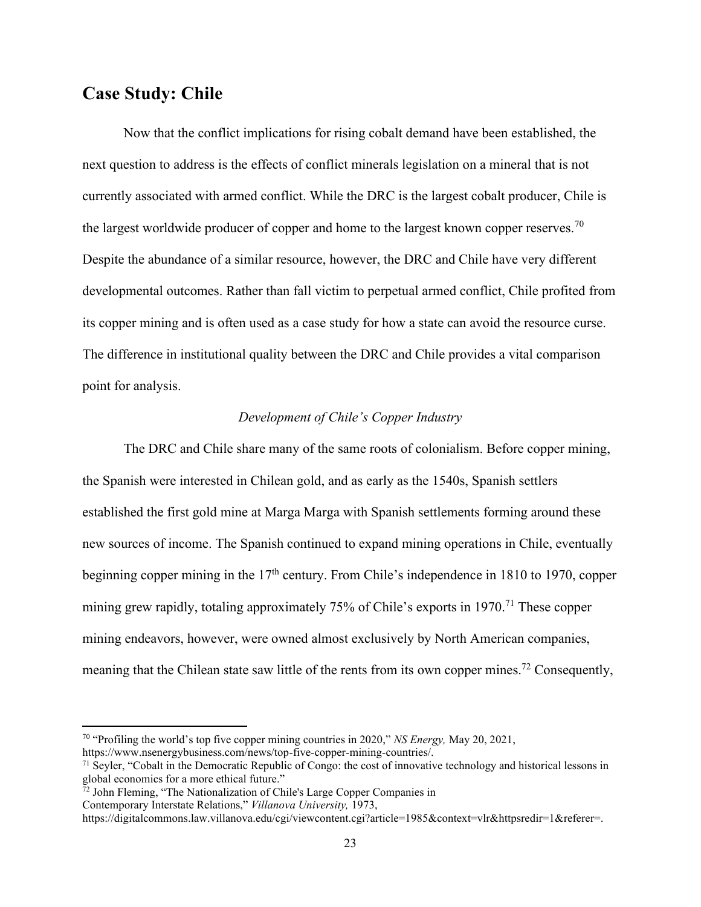## Case Study: Chile

Now that the conflict implications for rising cobalt demand have been established, the next question to address is the effects of conflict minerals legislation on a mineral that is not currently associated with armed conflict. While the DRC is the largest cobalt producer, Chile is the largest worldwide producer of copper and home to the largest known copper reserves.[70] Despite the abundance of a similar resource, however, the DRC and Chile have very different developmental outcomes. Rather than fall victim to perpetual armed conflict, Chile profited from its copper mining and is often used as a case study for how a state can avoid the resource curse. The difference in institutional quality between the DRC and Chile provides a vital comparison point for analysis.

### *Development of Chile's Copper Industry*

The DRC and Chile share many of the same roots of colonialism. Before copper mining, the Spanish were interested in Chilean gold, and as early as the 1540s, Spanish settlers established the first gold mine at Marga Marga with Spanish settlements forming around these new sources of income. The Spanish continued to expand mining operations in Chile, eventually beginning copper mining in the 17th century. From Chile's independence in 1810 to 1970, copper mining grew rapidly, totaling approximately 75% of Chile's exports in 1970.[71] These copper mining endeavors, however, were owned almost exclusively by North American companies, meaning that the Chilean state saw little of the rents from its own copper mines.[72] Consequently,

---

[70] "Profiling the world's top five copper mining countries in 2020," *NS Energy,* May 20, 2021, https://www.nsenergybusiness.com/news/top-five-copper-mining-countries/.

[71] Seyler, "Cobalt in the Democratic Republic of Congo: the cost of innovative technology and historical lessons in global economics for a more ethical future."

[72] John Fleming, "The Nationalization of Chile's Large Copper Companies in Contemporary Interstate Relations," *Villanova University,* 1973, https://digitalcommons.law.villanova.edu/cgi/viewcontent.cgi?article=1985&context=vlr&httpsredir=1&referer=.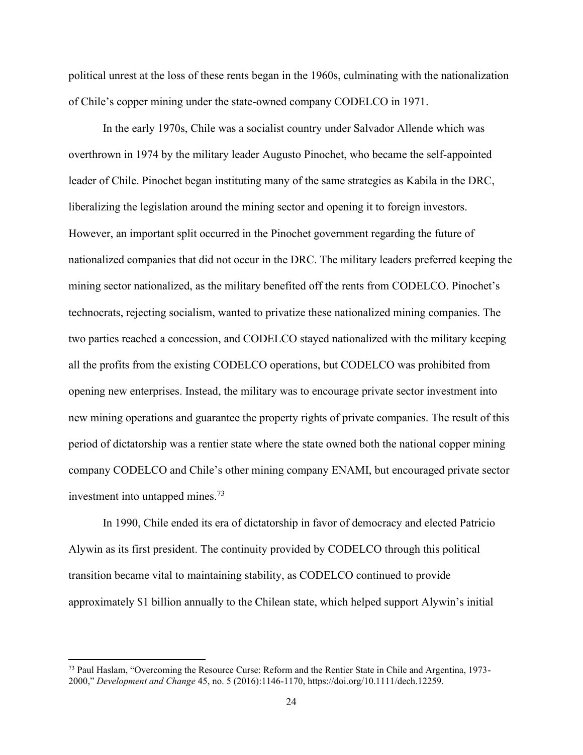political unrest at the loss of these rents began in the 1960s, culminating with the nationalization of Chile's copper mining under the state-owned company CODELCO in 1971.

In the early 1970s, Chile was a socialist country under Salvador Allende which was overthrown in 1974 by the military leader Augusto Pinochet, who became the self-appointed leader of Chile. Pinochet began instituting many of the same strategies as Kabila in the DRC, liberalizing the legislation around the mining sector and opening it to foreign investors. However, an important split occurred in the Pinochet government regarding the future of nationalized companies that did not occur in the DRC. The military leaders preferred keeping the mining sector nationalized, as the military benefited off the rents from CODELCO. Pinochet's technocrats, rejecting socialism, wanted to privatize these nationalized mining companies. The two parties reached a concession, and CODELCO stayed nationalized with the military keeping all the profits from the existing CODELCO operations, but CODELCO was prohibited from opening new enterprises. Instead, the military was to encourage private sector investment into new mining operations and guarantee the property rights of private companies. The result of this period of dictatorship was a rentier state where the state owned both the national copper mining company CODELCO and Chile's other mining company ENAMI, but encouraged private sector investment into untapped mines.[73]

In 1990, Chile ended its era of dictatorship in favor of democracy and elected Patricio Alywin as its first president. The continuity provided by CODELCO through this political transition became vital to maintaining stability, as CODELCO continued to provide approximately $1 billion annually to the Chilean state, which helped support Alywin's initial

[73] Paul Haslam, "Overcoming the Resource Curse: Reform and the Rentier State in Chile and Argentina, 1973-2000," *Development and Change* 45, no. 5 (2016):1146-1170, https://doi.org/10.1111/dech.12259.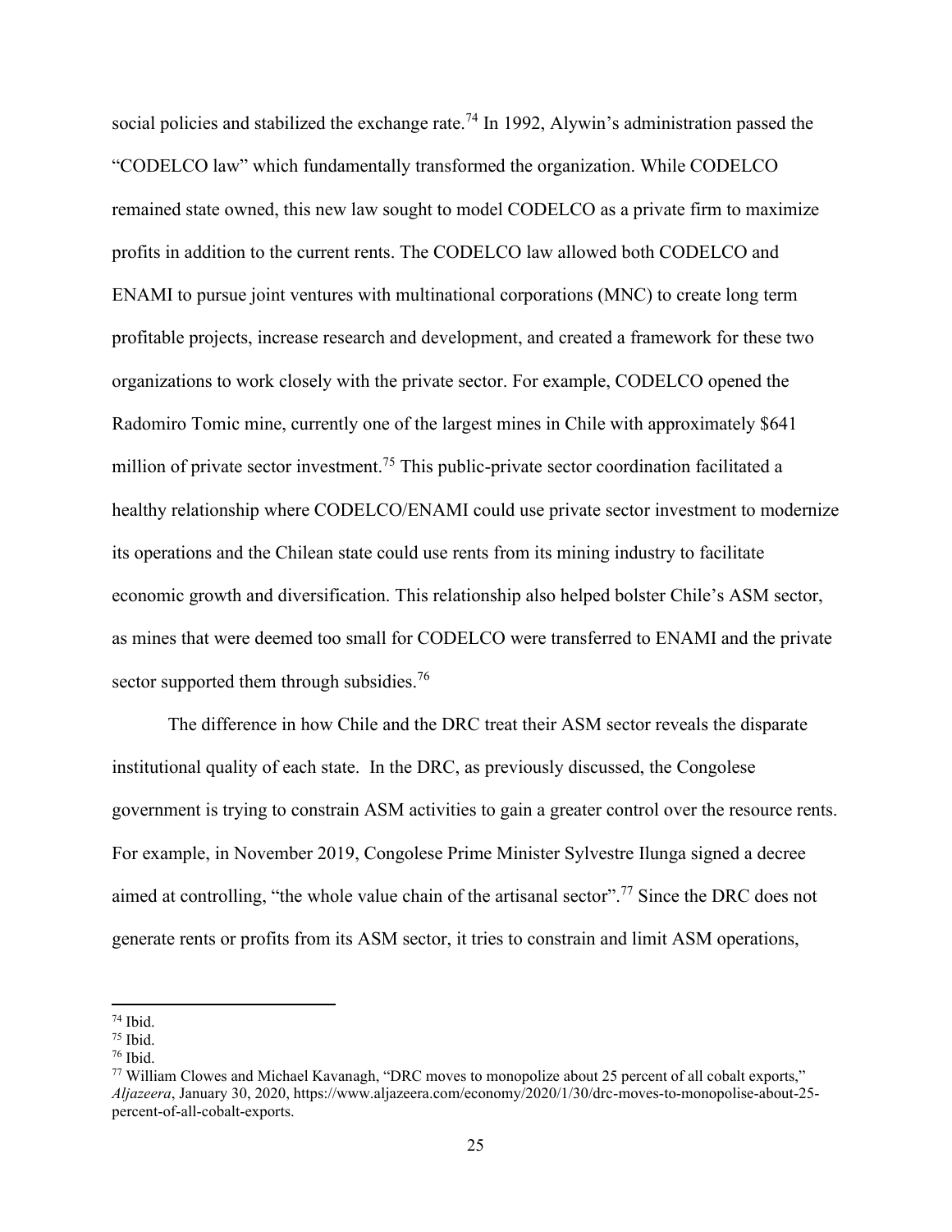social policies and stabilized the exchange rate.[74] In 1992, Alywin's administration passed the "CODELCO law" which fundamentally transformed the organization. While CODELCO remained state owned, this new law sought to model CODELCO as a private firm to maximize profits in addition to the current rents. The CODELCO law allowed both CODELCO and ENAMI to pursue joint ventures with multinational corporations (MNC) to create long term profitable projects, increase research and development, and created a framework for these two organizations to work closely with the private sector. For example, CODELCO opened the Radomiro Tomic mine, currently one of the largest mines in Chile with approximately $641 million of private sector investment.[75] This public-private sector coordination facilitated a healthy relationship where CODELCO/ENAMI could use private sector investment to modernize its operations and the Chilean state could use rents from its mining industry to facilitate economic growth and diversification. This relationship also helped bolster Chile's ASM sector, as mines that were deemed too small for CODELCO were transferred to ENAMI and the private sector supported them through subsidies.[76]

The difference in how Chile and the DRC treat their ASM sector reveals the disparate institutional quality of each state. In the DRC, as previously discussed, the Congolese government is trying to constrain ASM activities to gain a greater control over the resource rents. For example, in November 2019, Congolese Prime Minister Sylvestre Ilunga signed a decree aimed at controlling, "the whole value chain of the artisanal sector".[77] Since the DRC does not generate rents or profits from its ASM sector, it tries to constrain and limit ASM operations,

---

[74] Ibid.

[75] Ibid.

[76] Ibid.

[77] William Clowes and Michael Kavanagh, "DRC moves to monopolize about 25 percent of all cobalt exports," *Aljazeera*, January 30, 2020, https://www.aljazeera.com/economy/2020/1/30/drc-moves-to-monopolise-about-25-percent-of-all-cobalt-exports.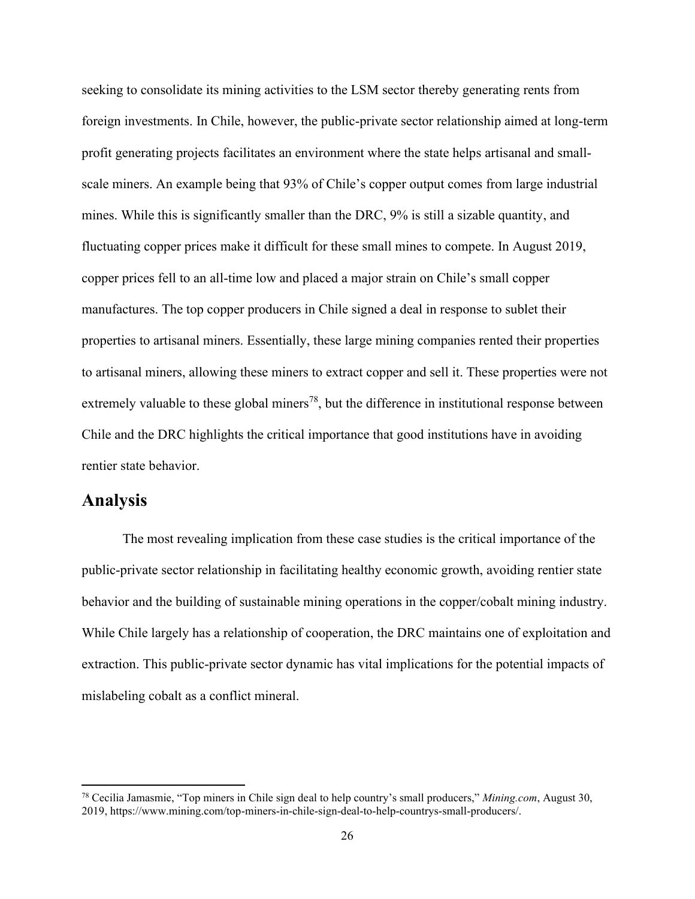seeking to consolidate its mining activities to the LSM sector thereby generating rents from foreign investments. In Chile, however, the public-private sector relationship aimed at long-term profit generating projects facilitates an environment where the state helps artisanal and small-scale miners. An example being that 93% of Chile's copper output comes from large industrial mines. While this is significantly smaller than the DRC, 9% is still a sizable quantity, and fluctuating copper prices make it difficult for these small mines to compete. In August 2019, copper prices fell to an all-time low and placed a major strain on Chile's small copper manufactures. The top copper producers in Chile signed a deal in response to sublet their properties to artisanal miners. Essentially, these large mining companies rented their properties to artisanal miners, allowing these miners to extract copper and sell it. These properties were not extremely valuable to these global miners[78], but the difference in institutional response between Chile and the DRC highlights the critical importance that good institutions have in avoiding rentier state behavior.

## Analysis

The most revealing implication from these case studies is the critical importance of the public-private sector relationship in facilitating healthy economic growth, avoiding rentier state behavior and the building of sustainable mining operations in the copper/cobalt mining industry. While Chile largely has a relationship of cooperation, the DRC maintains one of exploitation and extraction. This public-private sector dynamic has vital implications for the potential impacts of mislabeling cobalt as a conflict mineral.

---

[78] Cecilia Jamasmie, "Top miners in Chile sign deal to help country's small producers," *Mining.com*, August 30, 2019, https://www.mining.com/top-miners-in-chile-sign-deal-to-help-countrys-small-producers/.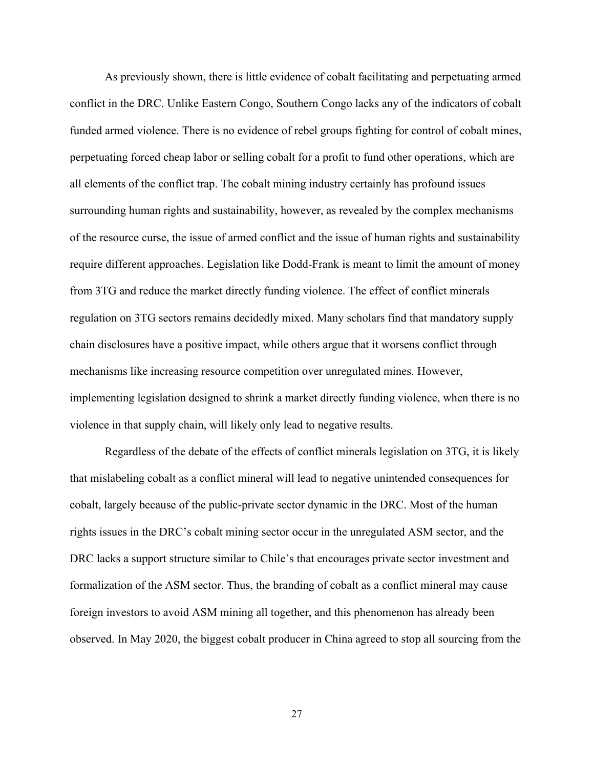As previously shown, there is little evidence of cobalt facilitating and perpetuating armed conflict in the DRC. Unlike Eastern Congo, Southern Congo lacks any of the indicators of cobalt funded armed violence. There is no evidence of rebel groups fighting for control of cobalt mines, perpetuating forced cheap labor or selling cobalt for a profit to fund other operations, which are all elements of the conflict trap. The cobalt mining industry certainly has profound issues surrounding human rights and sustainability, however, as revealed by the complex mechanisms of the resource curse, the issue of armed conflict and the issue of human rights and sustainability require different approaches. Legislation like Dodd-Frank is meant to limit the amount of money from 3TG and reduce the market directly funding violence. The effect of conflict minerals regulation on 3TG sectors remains decidedly mixed. Many scholars find that mandatory supply chain disclosures have a positive impact, while others argue that it worsens conflict through mechanisms like increasing resource competition over unregulated mines. However, implementing legislation designed to shrink a market directly funding violence, when there is no violence in that supply chain, will likely only lead to negative results.

Regardless of the debate of the effects of conflict minerals legislation on 3TG, it is likely that mislabeling cobalt as a conflict mineral will lead to negative unintended consequences for cobalt, largely because of the public-private sector dynamic in the DRC. Most of the human rights issues in the DRC's cobalt mining sector occur in the unregulated ASM sector, and the DRC lacks a support structure similar to Chile's that encourages private sector investment and formalization of the ASM sector. Thus, the branding of cobalt as a conflict mineral may cause foreign investors to avoid ASM mining all together, and this phenomenon has already been observed. In May 2020, the biggest cobalt producer in China agreed to stop all sourcing from the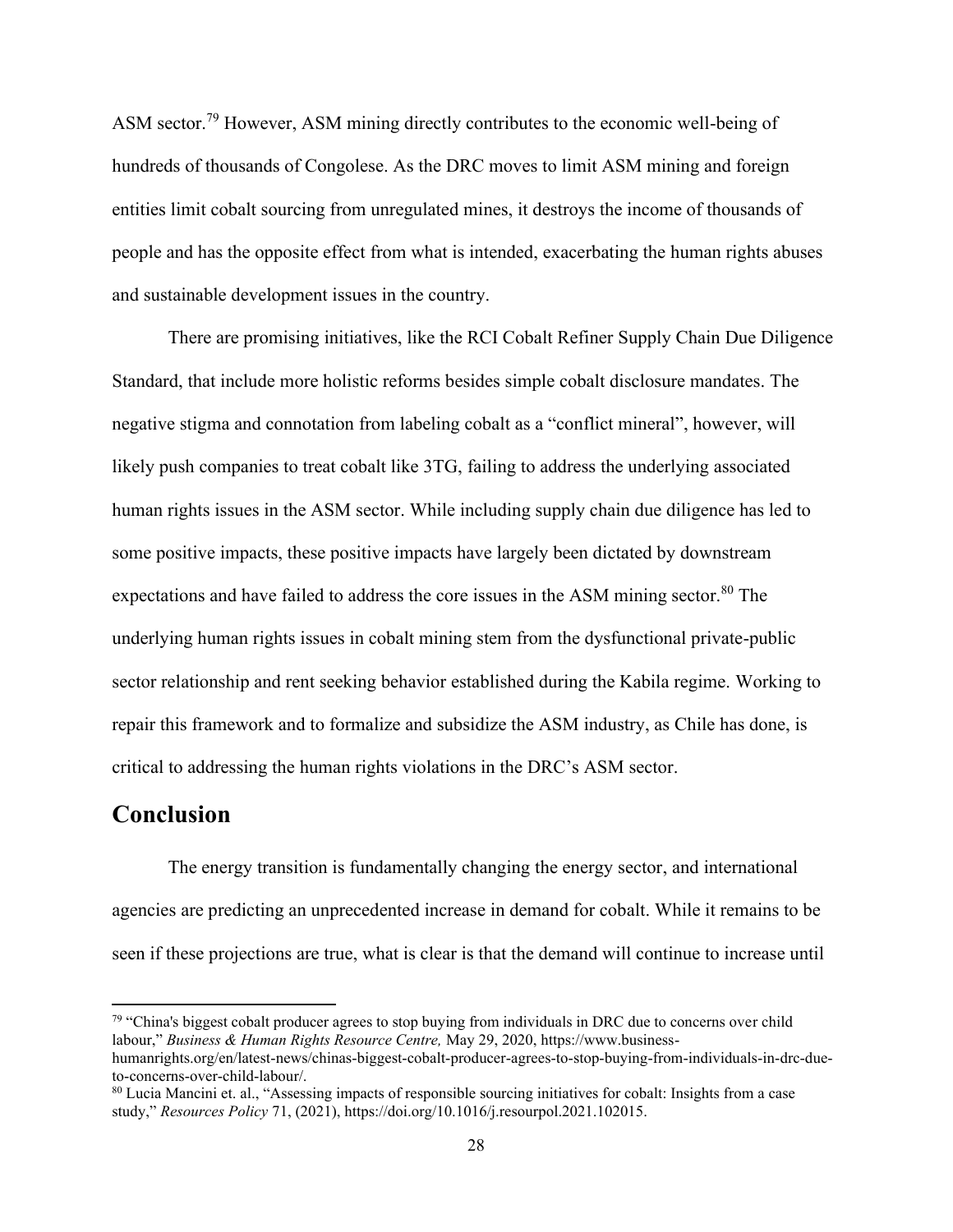ASM sector.[79] However, ASM mining directly contributes to the economic well-being of hundreds of thousands of Congolese. As the DRC moves to limit ASM mining and foreign entities limit cobalt sourcing from unregulated mines, it destroys the income of thousands of people and has the opposite effect from what is intended, exacerbating the human rights abuses and sustainable development issues in the country.

There are promising initiatives, like the RCI Cobalt Refiner Supply Chain Due Diligence Standard, that include more holistic reforms besides simple cobalt disclosure mandates. The negative stigma and connotation from labeling cobalt as a "conflict mineral", however, will likely push companies to treat cobalt like 3TG, failing to address the underlying associated human rights issues in the ASM sector. While including supply chain due diligence has led to some positive impacts, these positive impacts have largely been dictated by downstream expectations and have failed to address the core issues in the ASM mining sector.[80] The underlying human rights issues in cobalt mining stem from the dysfunctional private-public sector relationship and rent seeking behavior established during the Kabila regime. Working to repair this framework and to formalize and subsidize the ASM industry, as Chile has done, is critical to addressing the human rights violations in the DRC's ASM sector.

## Conclusion

The energy transition is fundamentally changing the energy sector, and international agencies are predicting an unprecedented increase in demand for cobalt. While it remains to be seen if these projections are true, what is clear is that the demand will continue to increase until

---

[79] "China's biggest cobalt producer agrees to stop buying from individuals in DRC due to concerns over child labour," *Business & Human Rights Resource Centre,* May 29, 2020, https://www.business-humanrights.org/en/latest-news/chinas-biggest-cobalt-producer-agrees-to-stop-buying-from-individuals-in-drc-due-to-concerns-over-child-labour/.

[80] Lucia Mancini et. al., "Assessing impacts of responsible sourcing initiatives for cobalt: Insights from a case study," *Resources Policy* 71, (2021), https://doi.org/10.1016/j.resourpol.2021.102015.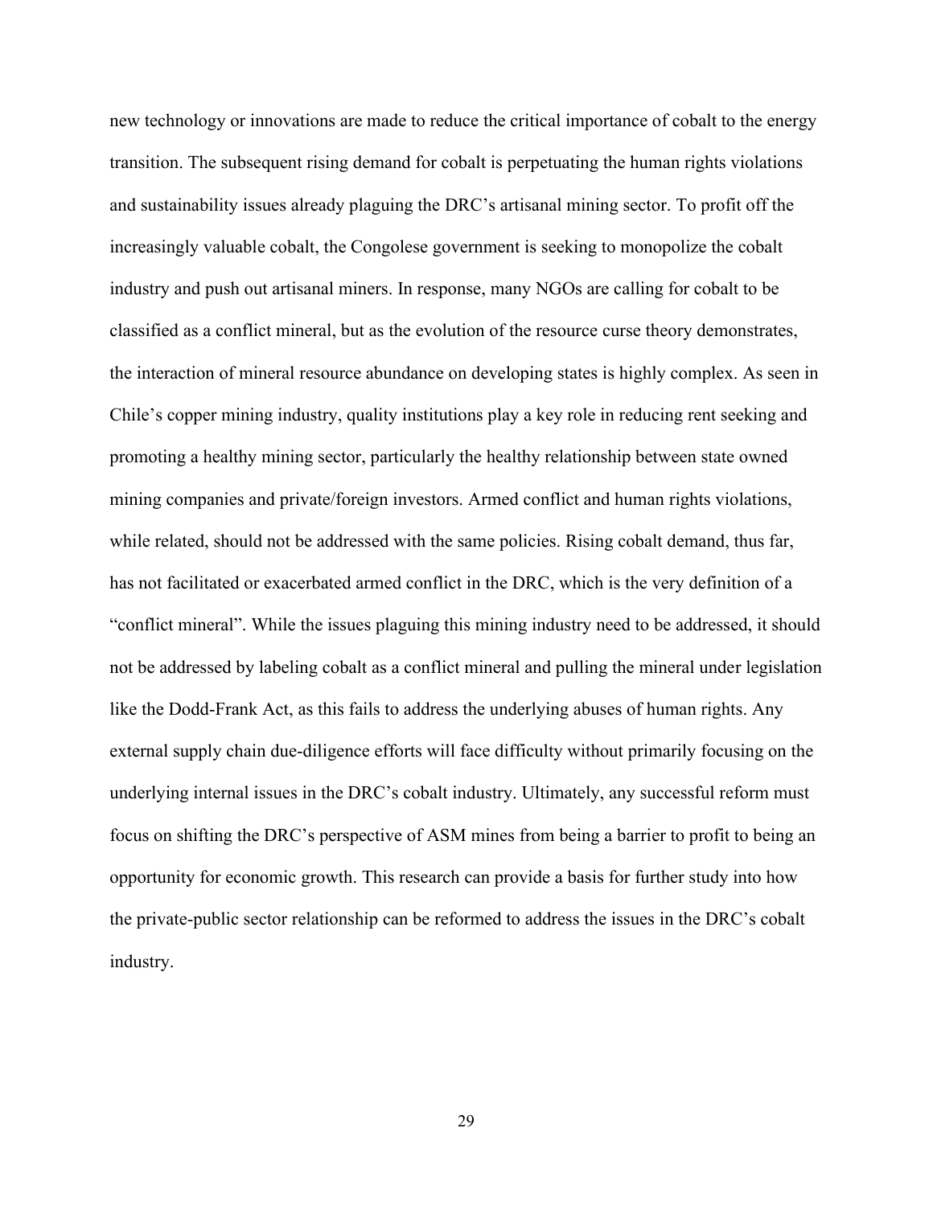new technology or innovations are made to reduce the critical importance of cobalt to the energy transition. The subsequent rising demand for cobalt is perpetuating the human rights violations and sustainability issues already plaguing the DRC's artisanal mining sector. To profit off the increasingly valuable cobalt, the Congolese government is seeking to monopolize the cobalt industry and push out artisanal miners. In response, many NGOs are calling for cobalt to be classified as a conflict mineral, but as the evolution of the resource curse theory demonstrates, the interaction of mineral resource abundance on developing states is highly complex. As seen in Chile's copper mining industry, quality institutions play a key role in reducing rent seeking and promoting a healthy mining sector, particularly the healthy relationship between state owned mining companies and private/foreign investors. Armed conflict and human rights violations, while related, should not be addressed with the same policies. Rising cobalt demand, thus far, has not facilitated or exacerbated armed conflict in the DRC, which is the very definition of a "conflict mineral". While the issues plaguing this mining industry need to be addressed, it should not be addressed by labeling cobalt as a conflict mineral and pulling the mineral under legislation like the Dodd-Frank Act, as this fails to address the underlying abuses of human rights. Any external supply chain due-diligence efforts will face difficulty without primarily focusing on the underlying internal issues in the DRC's cobalt industry. Ultimately, any successful reform must focus on shifting the DRC's perspective of ASM mines from being a barrier to profit to being an opportunity for economic growth. This research can provide a basis for further study into how the private-public sector relationship can be reformed to address the issues in the DRC's cobalt industry.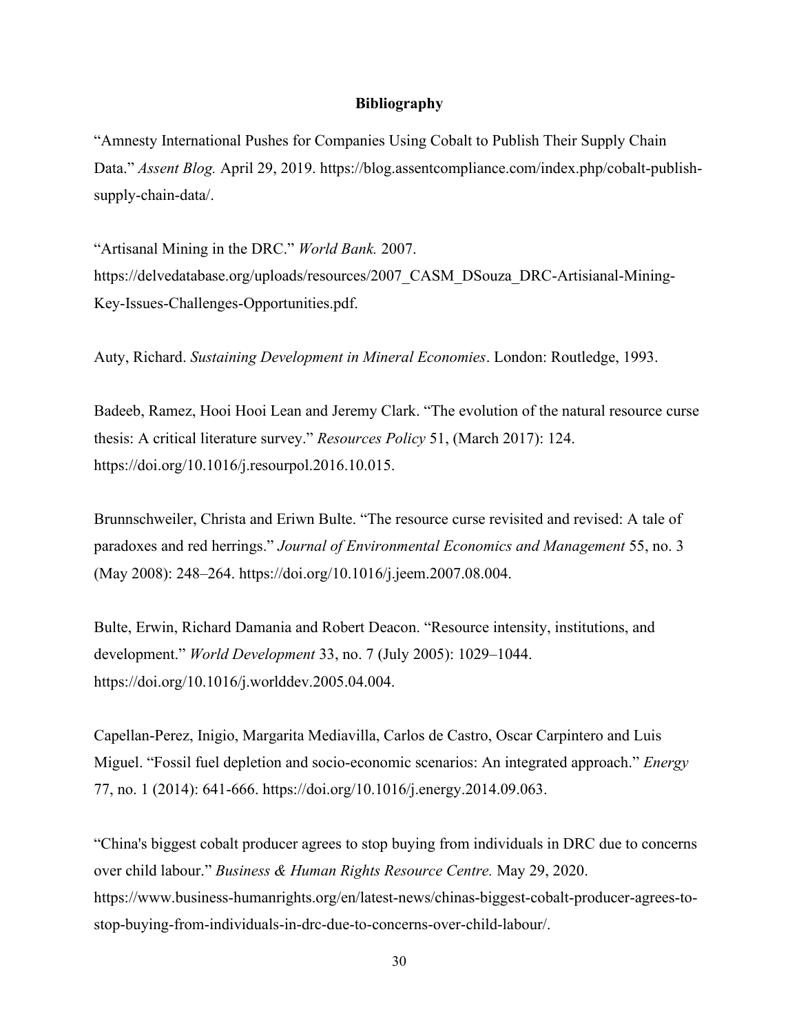**Bibliography**

"Amnesty International Pushes for Companies Using Cobalt to Publish Their Supply Chain Data." *Assent Blog.* April 29, 2019. https://blog.assentcompliance.com/index.php/cobalt-publish-supply-chain-data/.

"Artisanal Mining in the DRC." *World Bank.* 2007. https://delvedatabase.org/uploads/resources/2007_CASM_DSouza_DRC-Artisianal-Mining-Key-Issues-Challenges-Opportunities.pdf.

Auty, Richard. *Sustaining Development in Mineral Economies*. London: Routledge, 1993.

Badeeb, Ramez, Hooi Hooi Lean and Jeremy Clark. "The evolution of the natural resource curse thesis: A critical literature survey." *Resources Policy* 51, (March 2017): 124. https://doi.org/10.1016/j.resourpol.2016.10.015.

Brunnschweiler, Christa and Eriwn Bulte. "The resource curse revisited and revised: A tale of paradoxes and red herrings." *Journal of Environmental Economics and Management* 55, no. 3 (May 2008): 248–264. https://doi.org/10.1016/j.jeem.2007.08.004.

Bulte, Erwin, Richard Damania and Robert Deacon. "Resource intensity, institutions, and development." *World Development* 33, no. 7 (July 2005): 1029–1044. https://doi.org/10.1016/j.worlddev.2005.04.004.

Capellan-Perez, Inigio, Margarita Mediavilla, Carlos de Castro, Oscar Carpintero and Luis Miguel. "Fossil fuel depletion and socio-economic scenarios: An integrated approach." *Energy* 77, no. 1 (2014): 641-666. https://doi.org/10.1016/j.energy.2014.09.063.

"China's biggest cobalt producer agrees to stop buying from individuals in DRC due to concerns over child labour." *Business & Human Rights Resource Centre.* May 29, 2020. https://www.business-humanrights.org/en/latest-news/chinas-biggest-cobalt-producer-agrees-to-stop-buying-from-individuals-in-drc-due-to-concerns-over-child-labour/.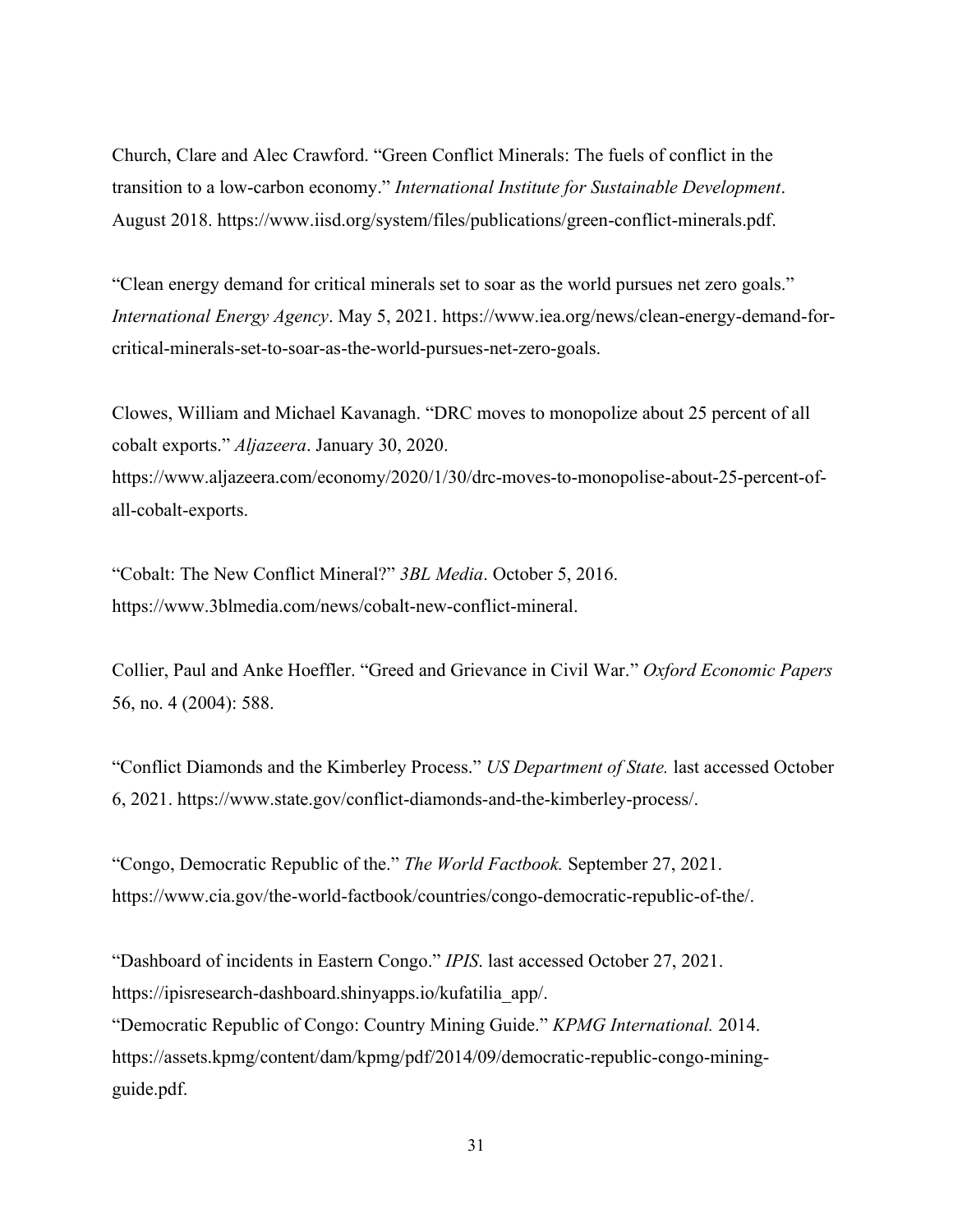Church, Clare and Alec Crawford. "Green Conflict Minerals: The fuels of conflict in the transition to a low-carbon economy." *International Institute for Sustainable Development*. August 2018. https://www.iisd.org/system/files/publications/green-conflict-minerals.pdf.

"Clean energy demand for critical minerals set to soar as the world pursues net zero goals." *International Energy Agency*. May 5, 2021. https://www.iea.org/news/clean-energy-demand-for-critical-minerals-set-to-soar-as-the-world-pursues-net-zero-goals.

Clowes, William and Michael Kavanagh. "DRC moves to monopolize about 25 percent of all cobalt exports." *Aljazeera*. January 30, 2020. https://www.aljazeera.com/economy/2020/1/30/drc-moves-to-monopolise-about-25-percent-of-all-cobalt-exports.

"Cobalt: The New Conflict Mineral?" *3BL Media*. October 5, 2016. https://www.3blmedia.com/news/cobalt-new-conflict-mineral.

Collier, Paul and Anke Hoeffler. "Greed and Grievance in Civil War." *Oxford Economic Papers* 56, no. 4 (2004): 588.

"Conflict Diamonds and the Kimberley Process." *US Department of State.* last accessed October 6, 2021. https://www.state.gov/conflict-diamonds-and-the-kimberley-process/.

"Congo, Democratic Republic of the." *The World Factbook.* September 27, 2021. https://www.cia.gov/the-world-factbook/countries/congo-democratic-republic-of-the/.

"Dashboard of incidents in Eastern Congo." *IPIS*. last accessed October 27, 2021. https://ipisresearch-dashboard.shinyapps.io/kufatilia_app/.

"Democratic Republic of Congo: Country Mining Guide." *KPMG International.* 2014. https://assets.kpmg/content/dam/kpmg/pdf/2014/09/democratic-republic-congo-mining-guide.pdf.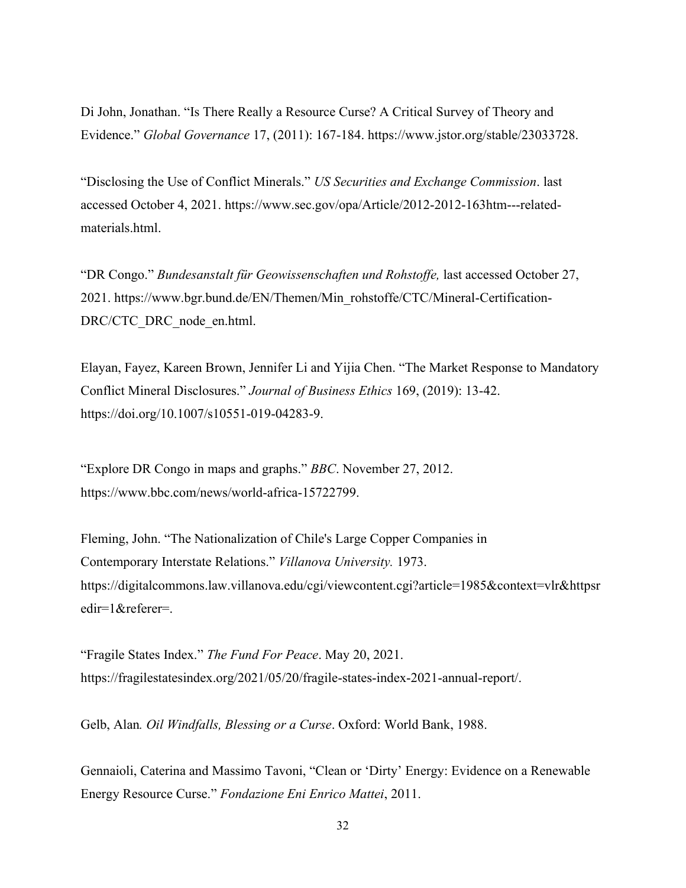Di John, Jonathan. “Is There Really a Resource Curse? A Critical Survey of Theory and Evidence.” *Global Governance* 17, (2011): 167-184. https://www.jstor.org/stable/23033728.

“Disclosing the Use of Conflict Minerals.” *US Securities and Exchange Commission*. last accessed October 4, 2021. https://www.sec.gov/opa/Article/2012-2012-163htm---related-materials.html.

“DR Congo.” *Bundesanstalt für Geowissenschaften und Rohstoffe,* last accessed October 27, 2021. https://www.bgr.bund.de/EN/Themen/Min_rohstoffe/CTC/Mineral-Certification-DRC/CTC_DRC_node_en.html.

Elayan, Fayez, Kareen Brown, Jennifer Li and Yijia Chen. “The Market Response to Mandatory Conflict Mineral Disclosures.” *Journal of Business Ethics* 169, (2019): 13-42. https://doi.org/10.1007/s10551-019-04283-9.

“Explore DR Congo in maps and graphs.” *BBC*. November 27, 2012. https://www.bbc.com/news/world-africa-15722799.

Fleming, John. “The Nationalization of Chile's Large Copper Companies in Contemporary Interstate Relations.” *Villanova University.* 1973. https://digitalcommons.law.villanova.edu/cgi/viewcontent.cgi?article=1985&context=vlr&httpsredir=1&referer=.

“Fragile States Index.” *The Fund For Peace*. May 20, 2021. https://fragilestatesindex.org/2021/05/20/fragile-states-index-2021-annual-report/.

Gelb, Alan*. Oil Windfalls, Blessing or a Curse*. Oxford: World Bank, 1988.

Gennaioli, Caterina and Massimo Tavoni, “Clean or ‘Dirty’ Energy: Evidence on a Renewable Energy Resource Curse.” *Fondazione Eni Enrico Mattei*, 2011.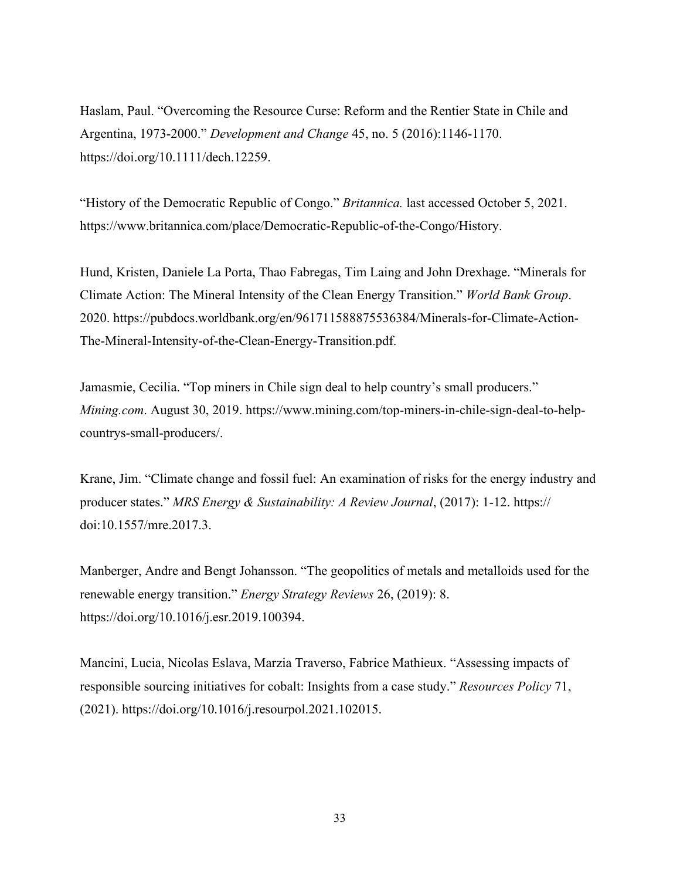Haslam, Paul. "Overcoming the Resource Curse: Reform and the Rentier State in Chile and Argentina, 1973-2000." *Development and Change* 45, no. 5 (2016):1146-1170. https://doi.org/10.1111/dech.12259.

"History of the Democratic Republic of Congo." *Britannica.* last accessed October 5, 2021. https://www.britannica.com/place/Democratic-Republic-of-the-Congo/History.

Hund, Kristen, Daniele La Porta, Thao Fabregas, Tim Laing and John Drexhage. "Minerals for Climate Action: The Mineral Intensity of the Clean Energy Transition." *World Bank Group*. 2020. https://pubdocs.worldbank.org/en/961711588875536384/Minerals-for-Climate-Action-The-Mineral-Intensity-of-the-Clean-Energy-Transition.pdf.

Jamasmie, Cecilia. "Top miners in Chile sign deal to help country's small producers." *Mining.com*. August 30, 2019. https://www.mining.com/top-miners-in-chile-sign-deal-to-help-countrys-small-producers/.

Krane, Jim. "Climate change and fossil fuel: An examination of risks for the energy industry and producer states." *MRS Energy & Sustainability: A Review Journal*, (2017): 1-12. https://doi:10.1557/mre.2017.3.

Manberger, Andre and Bengt Johansson. "The geopolitics of metals and metalloids used for the renewable energy transition." *Energy Strategy Reviews* 26, (2019): 8. https://doi.org/10.1016/j.esr.2019.100394.

Mancini, Lucia, Nicolas Eslava, Marzia Traverso, Fabrice Mathieux. "Assessing impacts of responsible sourcing initiatives for cobalt: Insights from a case study." *Resources Policy* 71, (2021). https://doi.org/10.1016/j.resourpol.2021.102015.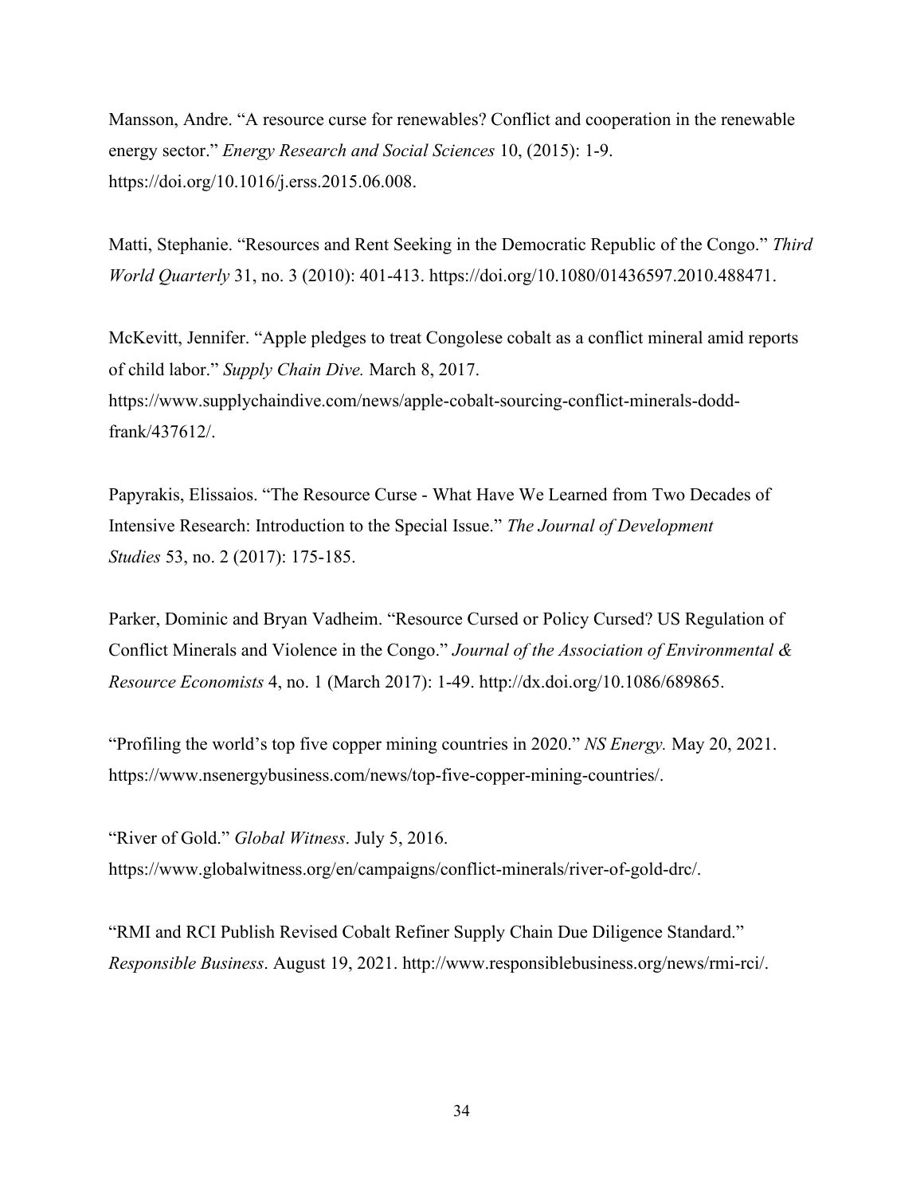Mansson, Andre. "A resource curse for renewables? Conflict and cooperation in the renewable energy sector." *Energy Research and Social Sciences* 10, (2015): 1-9. https://doi.org/10.1016/j.erss.2015.06.008.

Matti, Stephanie. "Resources and Rent Seeking in the Democratic Republic of the Congo." *Third World Quarterly* 31, no. 3 (2010): 401-413. https://doi.org/10.1080/01436597.2010.488471.

McKevitt, Jennifer. "Apple pledges to treat Congolese cobalt as a conflict mineral amid reports of child labor." *Supply Chain Dive.* March 8, 2017. https://www.supplychaindive.com/news/apple-cobalt-sourcing-conflict-minerals-dodd-frank/437612/.

Papyrakis, Elissaios. "The Resource Curse - What Have We Learned from Two Decades of Intensive Research: Introduction to the Special Issue." *The Journal of Development Studies* 53, no. 2 (2017): 175-185.

Parker, Dominic and Bryan Vadheim. "Resource Cursed or Policy Cursed? US Regulation of Conflict Minerals and Violence in the Congo." *Journal of the Association of Environmental & Resource Economists* 4, no. 1 (March 2017): 1-49. http://dx.doi.org/10.1086/689865.

"Profiling the world's top five copper mining countries in 2020." *NS Energy.* May 20, 2021. https://www.nsenergybusiness.com/news/top-five-copper-mining-countries/.

"River of Gold." *Global Witness*. July 5, 2016. https://www.globalwitness.org/en/campaigns/conflict-minerals/river-of-gold-drc/.

"RMI and RCI Publish Revised Cobalt Refiner Supply Chain Due Diligence Standard." *Responsible Business*. August 19, 2021. http://www.responsiblebusiness.org/news/rmi-rci/.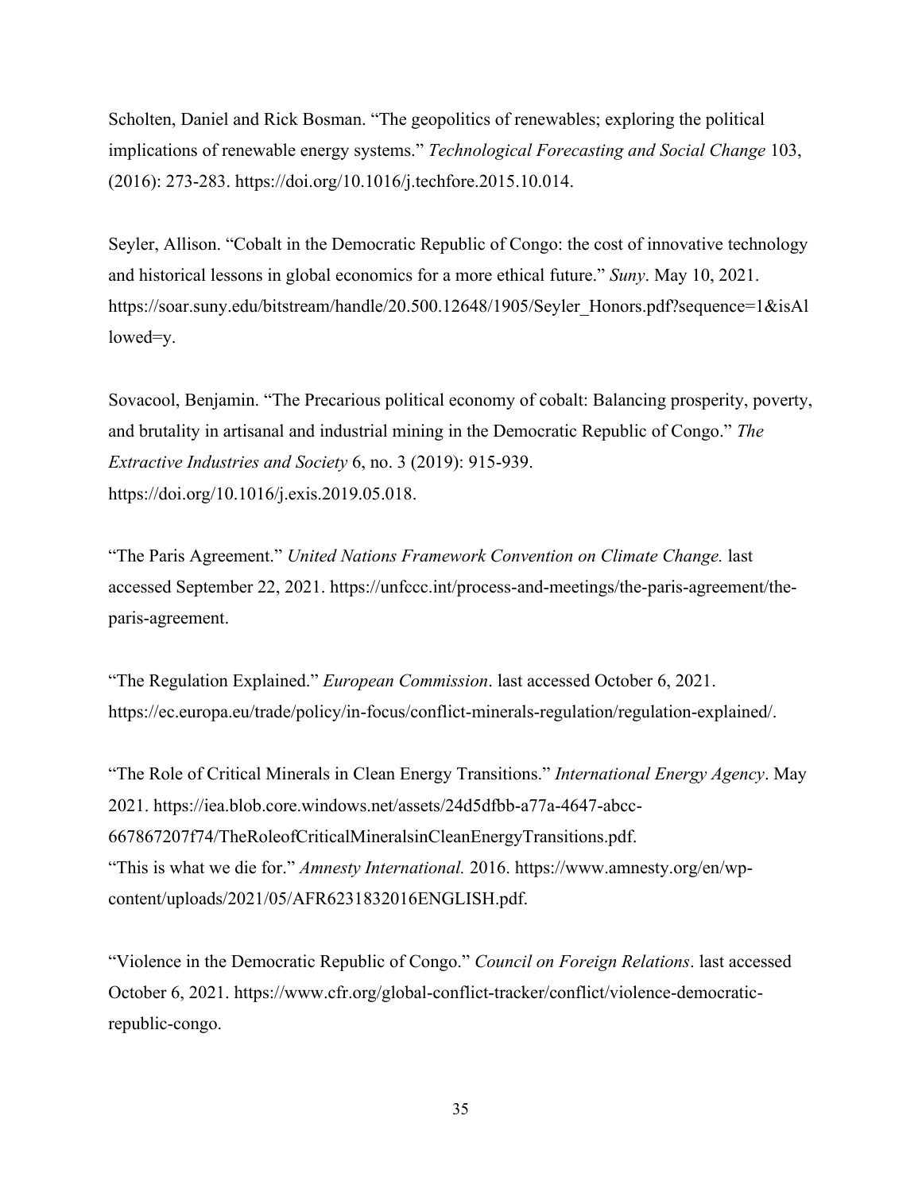Scholten, Daniel and Rick Bosman. "The geopolitics of renewables; exploring the political implications of renewable energy systems." *Technological Forecasting and Social Change* 103, (2016): 273-283. https://doi.org/10.1016/j.techfore.2015.10.014.

Seyler, Allison. "Cobalt in the Democratic Republic of Congo: the cost of innovative technology and historical lessons in global economics for a more ethical future." *Suny*. May 10, 2021. https://soar.suny.edu/bitstream/handle/20.500.12648/1905/Seyler_Honors.pdf?sequence=1&isAllowed=y.

Sovacool, Benjamin. "The Precarious political economy of cobalt: Balancing prosperity, poverty, and brutality in artisanal and industrial mining in the Democratic Republic of Congo." *The Extractive Industries and Society* 6, no. 3 (2019): 915-939. https://doi.org/10.1016/j.exis.2019.05.018.

"The Paris Agreement." *United Nations Framework Convention on Climate Change.* last accessed September 22, 2021. https://unfccc.int/process-and-meetings/the-paris-agreement/the-paris-agreement.

"The Regulation Explained." *European Commission*. last accessed October 6, 2021. https://ec.europa.eu/trade/policy/in-focus/conflict-minerals-regulation/regulation-explained/.

"The Role of Critical Minerals in Clean Energy Transitions." *International Energy Agency*. May 2021. https://iea.blob.core.windows.net/assets/24d5dfbb-a77a-4647-abcc-667867207f74/TheRoleofCriticalMineralsinCleanEnergyTransitions.pdf.

"This is what we die for." *Amnesty International.* 2016. https://www.amnesty.org/en/wp-content/uploads/2021/05/AFR6231832016ENGLISH.pdf.

"Violence in the Democratic Republic of Congo." *Council on Foreign Relations*. last accessed October 6, 2021. https://www.cfr.org/global-conflict-tracker/conflict/violence-democratic-republic-congo.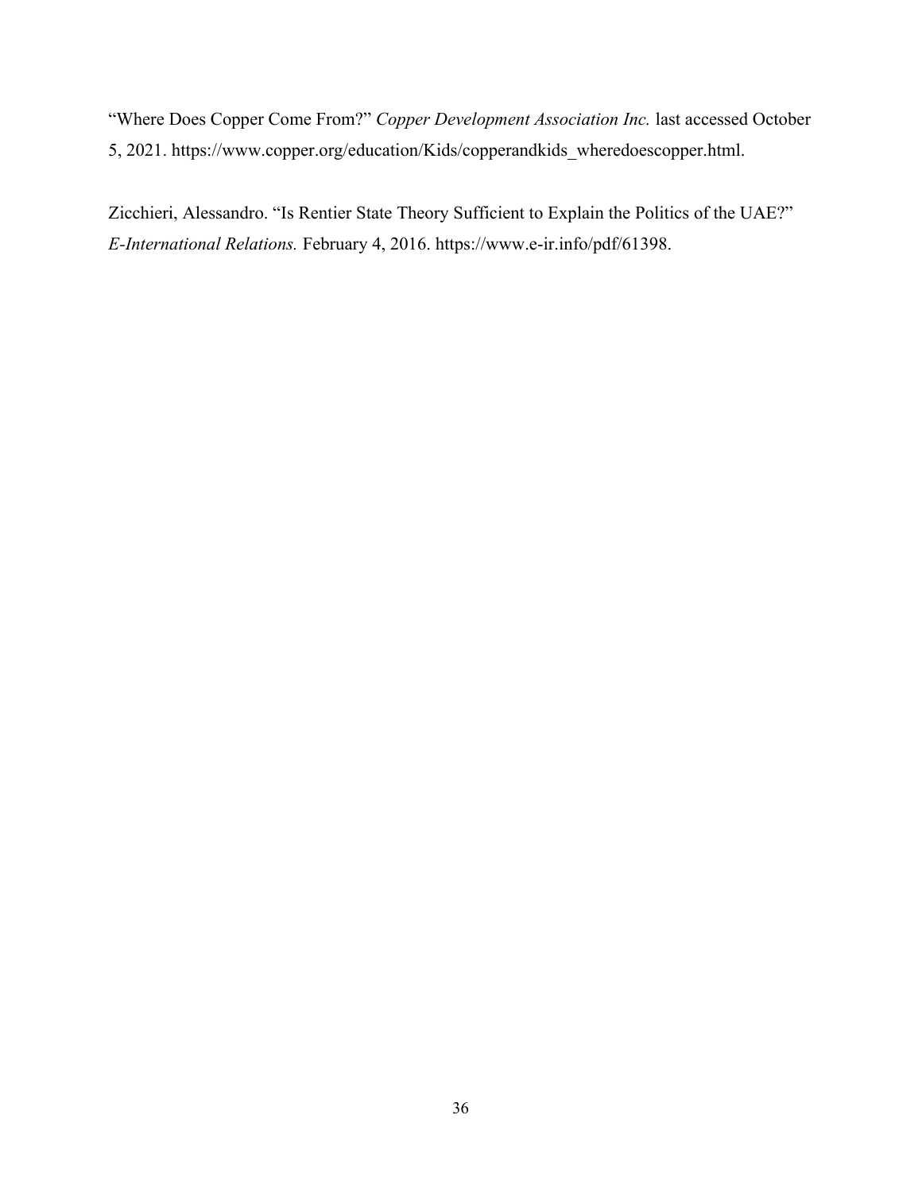"Where Does Copper Come From?" *Copper Development Association Inc.* last accessed October 5, 2021. https://www.copper.org/education/Kids/copperandkids_wheredoescopper.html.

Zicchieri, Alessandro. "Is Rentier State Theory Sufficient to Explain the Politics of the UAE?" *E-International Relations.* February 4, 2016. https://www.e-ir.info/pdf/61398.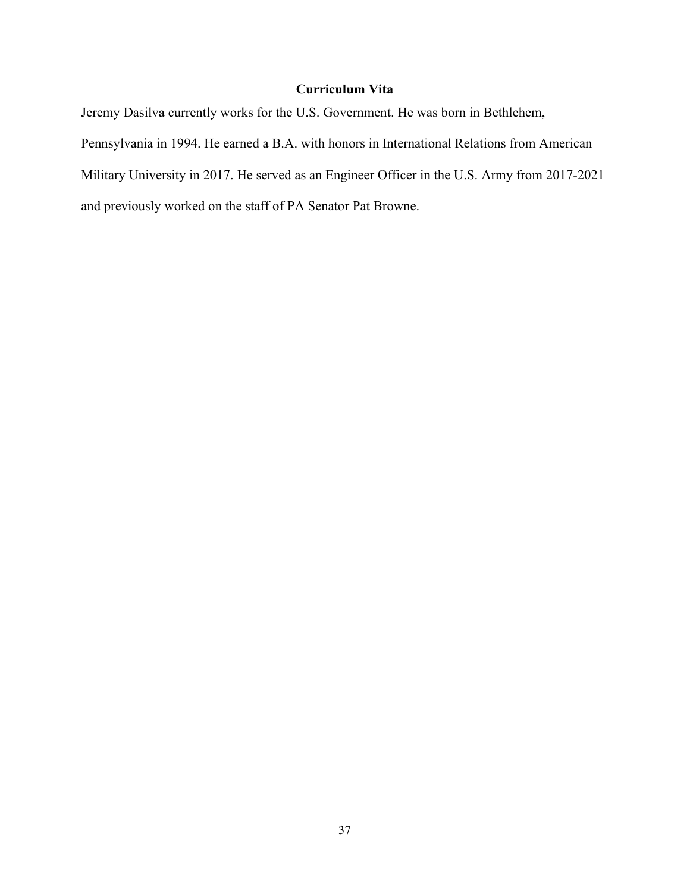## Curriculum Vita

Jeremy Dasilva currently works for the U.S. Government. He was born in Bethlehem, Pennsylvania in 1994. He earned a B.A. with honors in International Relations from American Military University in 2017. He served as an Engineer Officer in the U.S. Army from 2017-2021 and previously worked on the staff of PA Senator Pat Browne.